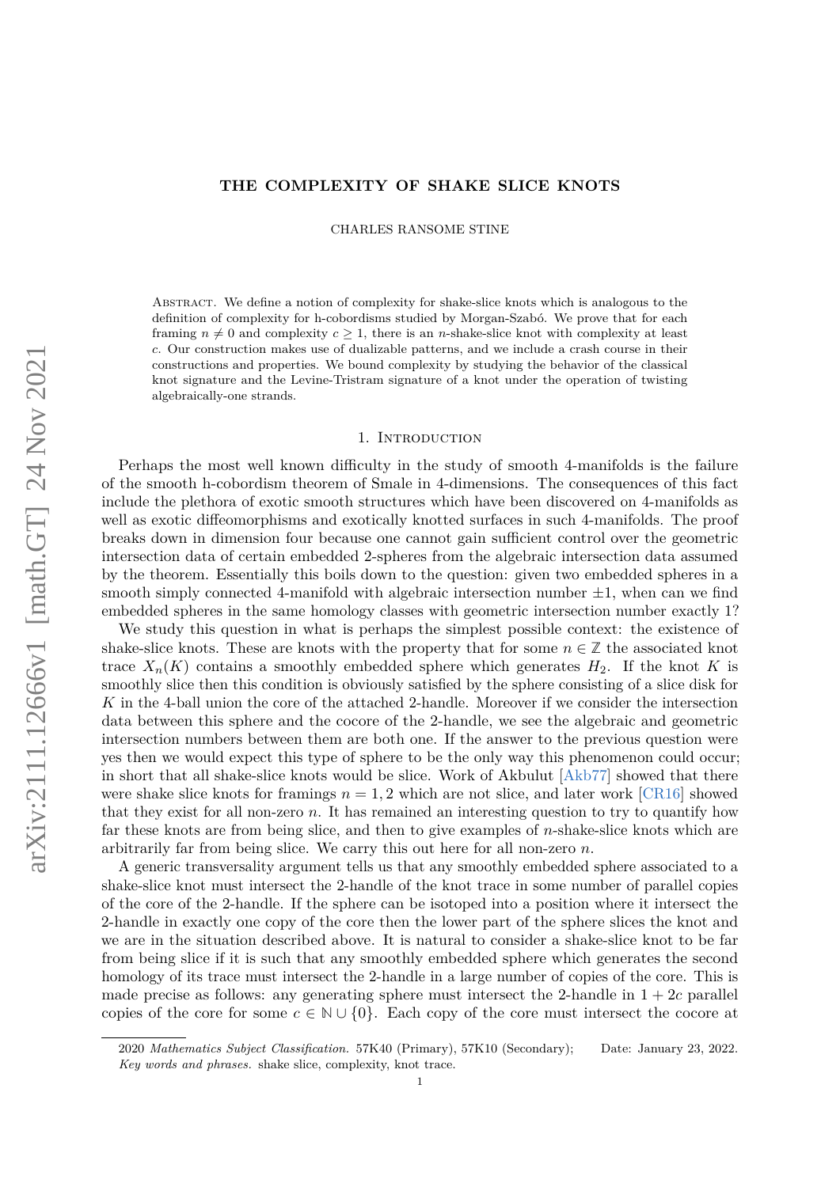# THE COMPLEXITY OF SHAKE SLICE KNOTS

CHARLES RANSOME STINE

Abstract. We define a notion of complexity for shake-slice knots which is analogous to the definition of complexity for h-cobordisms studied by Morgan-Szabó. We prove that for each framing $n \neq 0$ and complexity $c \geq 1$, there is an $n$-shake-slice knot with complexity at least $c$. Our construction makes use of dualizable patterns, and we include a crash course in their constructions and properties. We bound complexity by studying the behavior of the classical knot signature and the Levine-Tristram signature of a knot under the operation of twisting algebraically-one strands.

## 1. Introduction

Perhaps the most well known difficulty in the study of smooth 4-manifolds is the failure of the smooth h-cobordism theorem of Smale in 4-dimensions. The consequences of this fact include the plethora of exotic smooth structures which have been discovered on 4-manifolds as well as exotic diffeomorphisms and exotically knotted surfaces in such 4-manifolds. The proof breaks down in dimension four because one cannot gain sufficient control over the geometric intersection data of certain embedded 2-spheres from the algebraic intersection data assumed by the theorem. Essentially this boils down to the question: given two embedded spheres in a smooth simply connected 4-manifold with algebraic intersection number $\pm 1$, when can we find embedded spheres in the same homology classes with geometric intersection number exactly 1?

We study this question in what is perhaps the simplest possible context: the existence of shake-slice knots. These are knots with the property that for some $n \in \mathbb{Z}$ the associated knot trace $X_n(K)$ contains a smoothly embedded sphere which generates $H_2$. If the knot $K$ is smoothly slice then this condition is obviously satisfied by the sphere consisting of a slice disk for $K$ in the 4-ball union the core of the attached 2-handle. Moreover if we consider the intersection data between this sphere and the cocore of the 2-handle, we see the algebraic and geometric intersection numbers between them are both one. If the answer to the previous question were yes then we would expect this type of sphere to be the only way this phenomenon could occur; in short that all shake-slice knots would be slice. Work of Akbulut [Akb77] showed that there were shake slice knots for framings $n = 1, 2$ which are not slice, and later work [CR16] showed that they exist for all non-zero $n$. It has remained an interesting question to try to quantify how far these knots are from being slice, and then to give examples of $n$-shake-slice knots which are arbitrarily far from being slice. We carry this out here for all non-zero $n$.

A generic transversality argument tells us that any smoothly embedded sphere associated to a shake-slice knot must intersect the 2-handle of the knot trace in some number of parallel copies of the core of the 2-handle. If the sphere can be isotoped into a position where it intersect the 2-handle in exactly one copy of the core then the lower part of the sphere slices the knot and we are in the situation described above. It is natural to consider a shake-slice knot to be far from being slice if it is such that any smoothly embedded sphere which generates the second homology of its trace must intersect the 2-handle in a large number of copies of the core. This is made precise as follows: any generating sphere must intersect the 2-handle in $1 + 2c$ parallel copies of the core for some $c \in \mathbb{N} \cup \{0\}$. Each copy of the core must intersect the cocore at

2020 *Mathematics Subject Classification.* 57K40 (Primary), 57K10 (Secondary); Date: January 23, 2022.

*Key words and phrases.* shake slice, complexity, knot trace.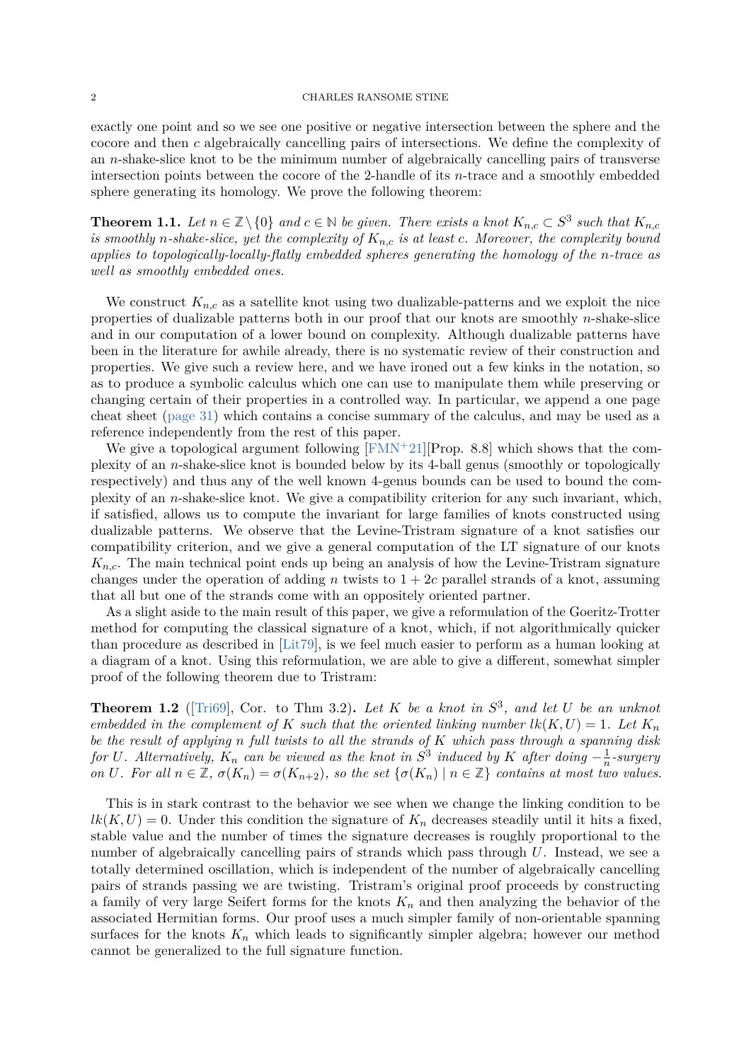exactly one point and so we see one positive or negative intersection between the sphere and the cocore and then $c$ algebraically cancelling pairs of intersections. We define the complexity of an $n$-shake-slice knot to be the minimum number of algebraically cancelling pairs of transverse intersection points between the cocore of the 2-handle of its $n$-trace and a smoothly embedded sphere generating its homology. We prove the following theorem:

**Theorem 1.1.** *Let $n \in \mathbb{Z} \setminus \{0\}$ and $c \in \mathbb{N}$ be given. There exists a knot $K_{n,c} \subset S^3$ such that $K_{n,c}$ is smoothly $n$-shake-slice, yet the complexity of $K_{n,c}$ is at least $c$. Moreover, the complexity bound applies to topologically-locally-flatly embedded spheres generating the homology of the $n$-trace as well as smoothly embedded ones.*

We construct $K_{n,c}$ as a satellite knot using two dualizable-patterns and we exploit the nice properties of dualizable patterns both in our proof that our knots are smoothly $n$-shake-slice and in our computation of a lower bound on complexity. Although dualizable patterns have been in the literature for awhile already, there is no systematic review of their construction and properties. We give such a review here, and we have ironed out a few kinks in the notation, so as to produce a symbolic calculus which one can use to manipulate them while preserving or changing certain of their properties in a controlled way. In particular, we append a one page cheat sheet (page 31) which contains a concise summary of the calculus, and may be used as a reference independently from the rest of this paper.

We give a topological argument following [FMN+21][Prop. 8.8] which shows that the complexity of an $n$-shake-slice knot is bounded below by its 4-ball genus (smoothly or topologically respectively) and thus any of the well known 4-genus bounds can be used to bound the complexity of an $n$-shake-slice knot. We give a compatibility criterion for any such invariant, which, if satisfied, allows us to compute the invariant for large families of knots constructed using dualizable patterns. We observe that the Levine-Tristram signature of a knot satisfies our compatibility criterion, and we give a general computation of the LT signature of our knots $K_{n,c}$. The main technical point ends up being an analysis of how the Levine-Tristram signature changes under the operation of adding $n$ twists to $1 + 2c$ parallel strands of a knot, assuming that all but one of the strands come with an oppositely oriented partner.

As a slight aside to the main result of this paper, we give a reformulation of the Goeritz-Trotter method for computing the classical signature of a knot, which, if not algorithmically quicker than procedure as described in [Lit79], is we feel much easier to perform as a human looking at a diagram of a knot. Using this reformulation, we are able to give a different, somewhat simpler proof of the following theorem due to Tristram:

**Theorem 1.2** ([Tri69], Cor. to Thm 3.2)**.** *Let $K$ be a knot in $S^3$, and let $U$ be an unknot embedded in the complement of $K$ such that the oriented linking number $lk(K, U) = 1$. Let $K_n$ be the result of applying $n$ full twists to all the strands of $K$ which pass through a spanning disk for $U$. Alternatively, $K_n$ can be viewed as the knot in $S^3$ induced by $K$ after doing $-\frac{1}{n}$-surgery on $U$. For all $n \in \mathbb{Z}$, $\sigma(K_n) = \sigma(K_{n+2})$, so the set $\{\sigma(K_n) \mid n \in \mathbb{Z}\}$ contains at most two values.*

This is in stark contrast to the behavior we see when we change the linking condition to be $lk(K, U) = 0$. Under this condition the signature of $K_n$ decreases steadily until it hits a fixed, stable value and the number of times the signature decreases is roughly proportional to the number of algebraically cancelling pairs of strands which pass through $U$. Instead, we see a totally determined oscillation, which is independent of the number of algebraically cancelling pairs of strands passing we are twisting. Tristram's original proof proceeds by constructing a family of very large Seifert forms for the knots $K_n$ and then analyzing the behavior of the associated Hermitian forms. Our proof uses a much simpler family of non-orientable spanning surfaces for the knots $K_n$ which leads to significantly simpler algebra; however our method cannot be generalized to the full signature function.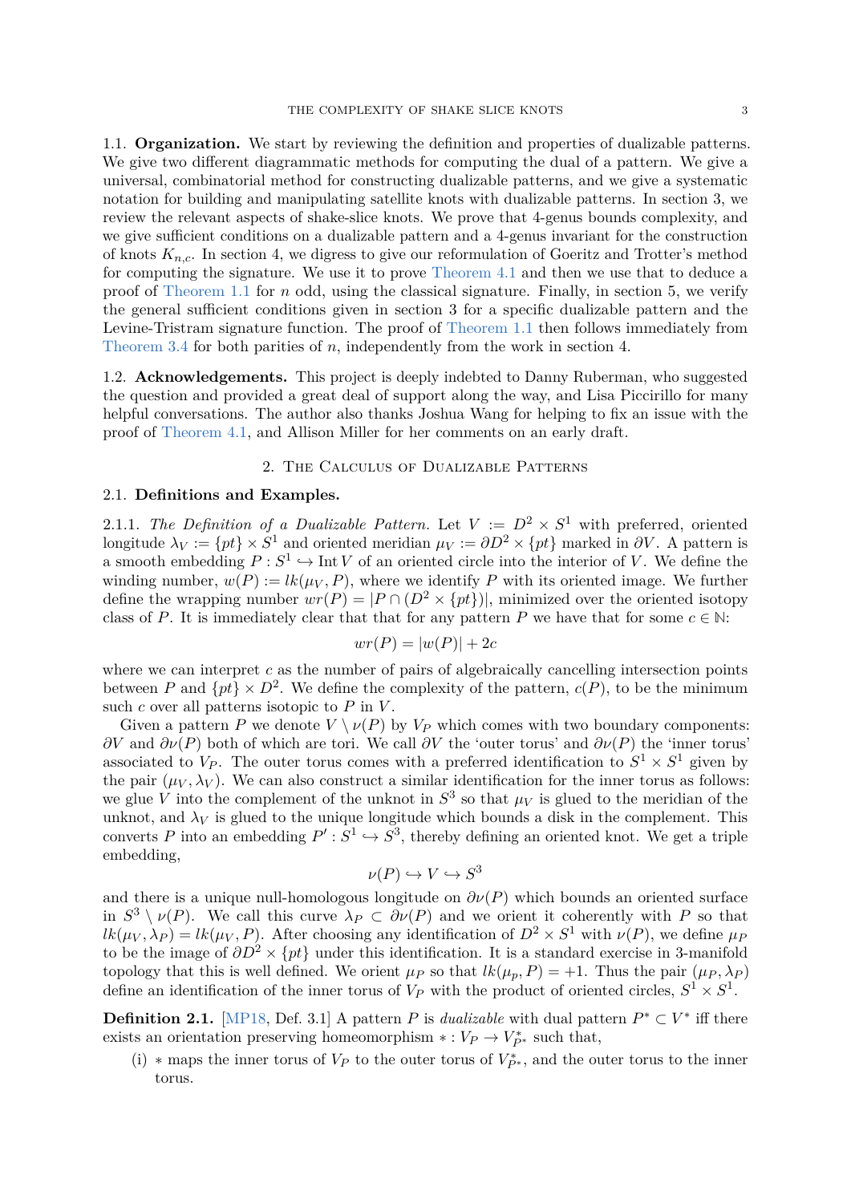### 1.1. Organization.

We start by reviewing the definition and properties of dualizable patterns. We give two different diagrammatic methods for computing the dual of a pattern. We give a universal, combinatorial method for constructing dualizable patterns, and we give a systematic notation for building and manipulating satellite knots with dualizable patterns. In section 3, we review the relevant aspects of shake-slice knots. We prove that 4-genus bounds complexity, and we give sufficient conditions on a dualizable pattern and a 4-genus invariant for the construction of knots $K_{n,c}$. In section 4, we digress to give our reformulation of Goeritz and Trotter's method for computing the signature. We use it to prove Theorem 4.1 and then we use that to deduce a proof of Theorem 1.1 for $n$ odd, using the classical signature. Finally, in section 5, we verify the general sufficient conditions given in section 3 for a specific dualizable pattern and the Levine-Tristram signature function. The proof of Theorem 1.1 then follows immediately from Theorem 3.4 for both parities of $n$, independently from the work in section 4.

### 1.2. Acknowledgements.

This project is deeply indebted to Danny Ruberman, who suggested the question and provided a great deal of support along the way, and Lisa Piccirillo for many helpful conversations. The author also thanks Joshua Wang for helping to fix an issue with the proof of Theorem 4.1, and Allison Miller for her comments on an early draft.

## 2. The Calculus of Dualizable Patterns

### 2.1. Definitions and Examples.

2.1.1. *The Definition of a Dualizable Pattern.* Let $V := D^2 \times S^1$ with preferred, oriented longitude $\lambda_V := \{pt\} \times S^1$ and oriented meridian $\mu_V := \partial D^2 \times \{pt\}$ marked in $\partial V$. A pattern is a smooth embedding $P : S^1 \hookrightarrow \operatorname{Int} V$ of an oriented circle into the interior of $V$. We define the winding number, $w(P) := lk(\mu_V, P)$, where we identify $P$ with its oriented image. We further define the wrapping number $wr(P) = |P \cap (D^2 \times \{pt\})|$, minimized over the oriented isotopy class of $P$. It is immediately clear that that for any pattern $P$ we have that for some $c \in \mathbb{N}$:

$$wr(P) = |w(P)| + 2c$$

where we can interpret $c$ as the number of pairs of algebraically cancelling intersection points between $P$ and $\{pt\} \times D^2$. We define the complexity of the pattern, $c(P)$, to be the minimum such $c$ over all patterns isotopic to $P$ in $V$.

Given a pattern $P$ we denote $V \setminus \nu(P)$ by $V_P$ which comes with two boundary components: $\partial V$ and $\partial \nu(P)$ both of which are tori. We call $\partial V$ the 'outer torus' and $\partial \nu(P)$ the 'inner torus' associated to $V_P$. The outer torus comes with a preferred identification to $S^1 \times S^1$ given by the pair $(\mu_V, \lambda_V)$. We can also construct a similar identification for the inner torus as follows: we glue $V$ into the complement of the unknot in $S^3$ so that $\mu_V$ is glued to the meridian of the unknot, and $\lambda_V$ is glued to the unique longitude which bounds a disk in the complement. This converts $P$ into an embedding $P' : S^1 \hookrightarrow S^3$, thereby defining an oriented knot. We get a triple embedding,

$$\nu(P) \hookrightarrow V \hookrightarrow S^3$$

and there is a unique null-homologous longitude on $\partial \nu(P)$ which bounds an oriented surface in $S^3 \setminus \nu(P)$. We call this curve $\lambda_P \subset \partial \nu(P)$ and we orient it coherently with $P$ so that $lk(\mu_V, \lambda_P) = lk(\mu_V, P)$. After choosing any identification of $D^2 \times S^1$ with $\nu(P)$, we define $\mu_P$ to be the image of $\partial D^2 \times \{pt\}$ under this identification. It is a standard exercise in 3-manifold topology that this is well defined. We orient $\mu_P$ so that $lk(\mu_p, P) = +1$. Thus the pair $(\mu_P, \lambda_P)$ define an identification of the inner torus of $V_P$ with the product of oriented circles, $S^1 \times S^1$.

**Definition 2.1.** [MP18, Def. 3.1] A pattern $P$ is *dualizable* with dual pattern $P^* \subset V^*$ iff there exists an orientation preserving homeomorphism $* : V_P \to V^*_{P^*}$ such that,

(i) $*$ maps the inner torus of $V_P$ to the outer torus of $V^*_{P^*}$, and the outer torus to the inner torus.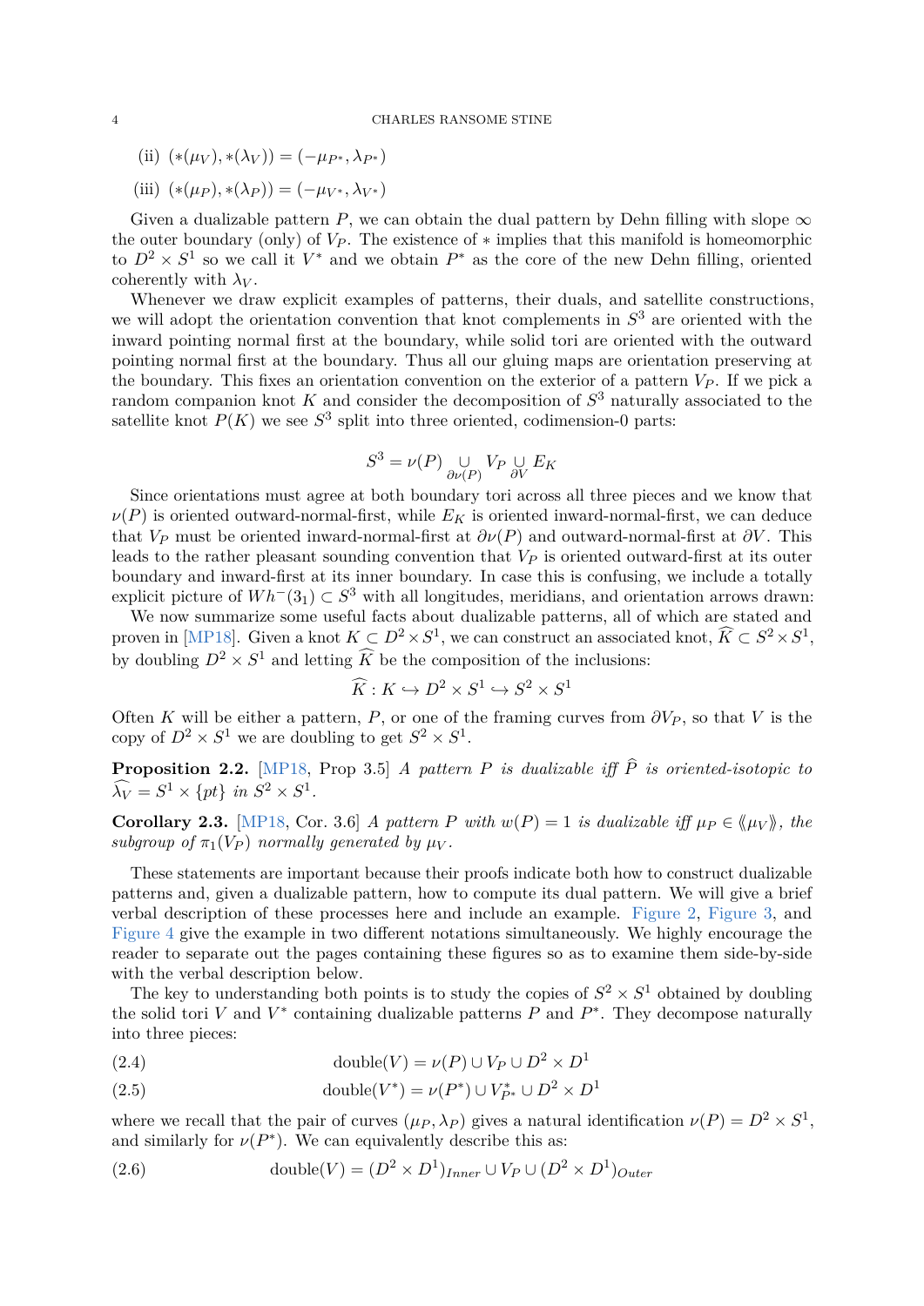(ii) $(*(\mu_V), *(\lambda_V)) = (-\mu_{P^*}, \lambda_{P^*})$

(iii) $(*(\mu_P), *(\lambda_P)) = (-\mu_{V^*}, \lambda_{V^*})$

Given a dualizable pattern $P$, we can obtain the dual pattern by Dehn filling with slope $\infty$ the outer boundary (only) of $V_P$. The existence of $*$ implies that this manifold is homeomorphic to $D^2 \times S^1$ so we call it $V^*$ and we obtain $P^*$ as the core of the new Dehn filling, oriented coherently with $\lambda_V$.

Whenever we draw explicit examples of patterns, their duals, and satellite constructions, we will adopt the orientation convention that knot complements in $S^3$ are oriented with the inward pointing normal first at the boundary, while solid tori are oriented with the outward pointing normal first at the boundary. Thus all our gluing maps are orientation preserving at the boundary. This fixes an orientation convention on the exterior of a pattern $V_P$. If we pick a random companion knot $K$ and consider the decomposition of $S^3$ naturally associated to the satellite knot $P(K)$ we see $S^3$ split into three oriented, codimension-0 parts:

$$S^3 = \nu(P) \underset{\partial\nu(P)}{\cup} V_P \underset{\partial V}{\cup} E_K$$

Since orientations must agree at both boundary tori across all three pieces and we know that $\nu(P)$ is oriented outward-normal-first, while $E_K$ is oriented inward-normal-first, we can deduce that $V_P$ must be oriented inward-normal-first at $\partial\nu(P)$ and outward-normal-first at $\partial V$. This leads to the rather pleasant sounding convention that $V_P$ is oriented outward-first at its outer boundary and inward-first at its inner boundary. In case this is confusing, we include a totally explicit picture of $Wh^-(3_1) \subset S^3$ with all longitudes, meridians, and orientation arrows drawn:

We now summarize some useful facts about dualizable patterns, all of which are stated and proven in [MP18]. Given a knot $K \subset D^2 \times S^1$, we can construct an associated knot, $\widehat{K} \subset S^2 \times S^1$, by doubling $D^2 \times S^1$ and letting $\widehat{K}$ be the composition of the inclusions:

$$\widehat{K} : K \hookrightarrow D^2 \times S^1 \hookrightarrow S^2 \times S^1$$

Often $K$ will be either a pattern, $P$, or one of the framing curves from $\partial V_P$, so that $V$ is the copy of $D^2 \times S^1$ we are doubling to get $S^2 \times S^1$.

**Proposition 2.2.** [MP18, Prop 3.5] *A pattern $P$ is dualizable iff $\widehat{P}$ is oriented-isotopic to $\widehat{\lambda_V} = S^1 \times \{pt\}$ in $S^2 \times S^1$.*

**Corollary 2.3.** [MP18, Cor. 3.6] *A pattern $P$ with $w(P) = 1$ is dualizable iff $\mu_P \in \langle\langle \mu_V \rangle\rangle$, the subgroup of $\pi_1(V_P)$ normally generated by $\mu_V$.*

These statements are important because their proofs indicate both how to construct dualizable patterns and, given a dualizable pattern, how to compute its dual pattern. We will give a brief verbal description of these processes here and include an example. Figure 2, Figure 3, and Figure 4 give the example in two different notations simultaneously. We highly encourage the reader to separate out the pages containing these figures so as to examine them side-by-side with the verbal description below.

The key to understanding both points is to study the copies of $S^2 \times S^1$ obtained by doubling the solid tori $V$ and $V^*$ containing dualizable patterns $P$ and $P^*$. They decompose naturally into three pieces:

$$\text{double}(V) = \nu(P) \cup V_P \cup D^2 \times D^1 \tag{2.4}$$

$$\text{double}(V^*) = \nu(P^*) \cup V^*_{P^*} \cup D^2 \times D^1 \tag{2.5}$$

where we recall that the pair of curves $(\mu_P, \lambda_P)$ gives a natural identification $\nu(P) = D^2 \times S^1$, and similarly for $\nu(P^*)$. We can equivalently describe this as:

$$\text{double}(V) = (D^2 \times D^1)_{Inner} \cup V_P \cup (D^2 \times D^1)_{Outer} \tag{2.6}$$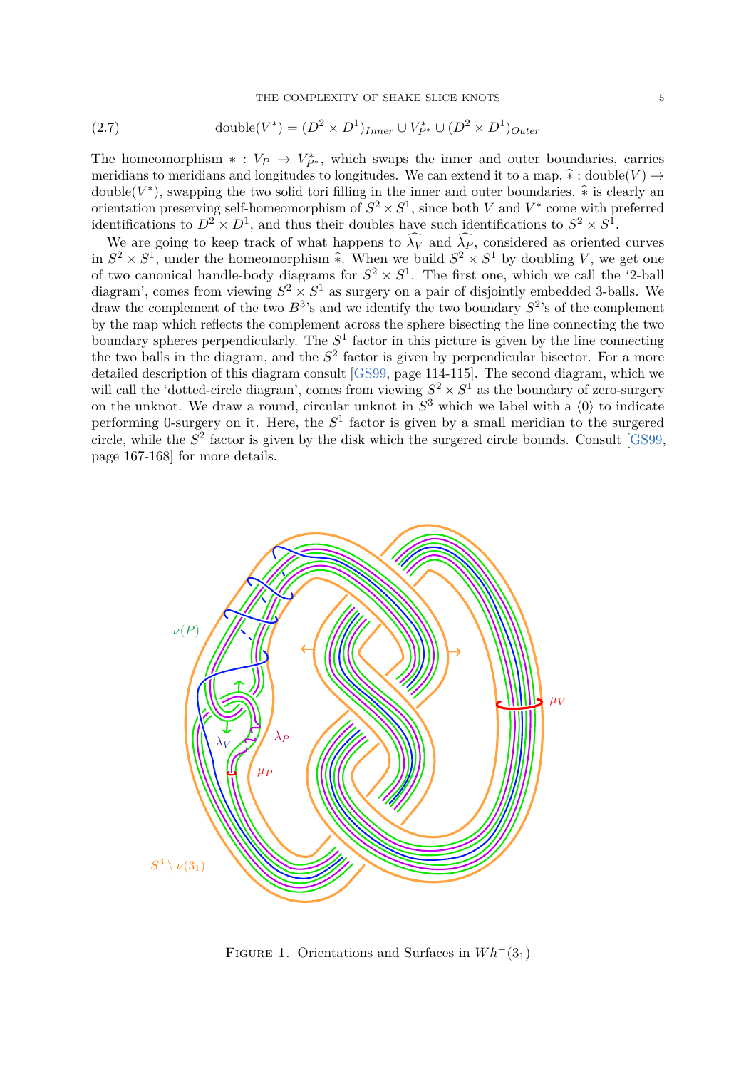$$\text{double}(V^*) = (D^2 \times D^1)_{Inner} \cup V^*_{P^*} \cup (D^2 \times D^1)_{Outer} \tag{2.7}$$

The homeomorphism $* : V_P \to V^*_{P^*}$, which swaps the inner and outer boundaries, carries meridians to meridians and longitudes to longitudes. We can extend it to a map, $\widehat{*} : \text{double}(V) \to \text{double}(V^*)$, swapping the two solid tori filling in the inner and outer boundaries. $\widehat{*}$ is clearly an orientation preserving self-homeomorphism of $S^2 \times S^1$, since both $V$ and $V^*$ come with preferred identifications to $D^2 \times D^1$, and thus their doubles have such identifications to $S^2 \times S^1$.

We are going to keep track of what happens to $\widehat{\lambda_V}$ and $\widehat{\lambda_P}$, considered as oriented curves in $S^2 \times S^1$, under the homeomorphism $\widehat{*}$. When we build $S^2 \times S^1$ by doubling $V$, we get one of two canonical handle-body diagrams for $S^2 \times S^1$. The first one, which we call the '2-ball diagram', comes from viewing $S^2 \times S^1$ as surgery on a pair of disjointly embedded 3-balls. We draw the complement of the two $B^3$'s and we identify the two boundary $S^2$'s of the complement by the map which reflects the complement across the sphere bisecting the line connecting the two boundary spheres perpendicularly. The $S^1$ factor in this picture is given by the line connecting the two balls in the diagram, and the $S^2$ factor is given by perpendicular bisector. For a more detailed description of this diagram consult [GS99, page 114-115]. The second diagram, which we will call the 'dotted-circle diagram', comes from viewing $S^2 \times S^1$ as the boundary of zero-surgery on the unknot. We draw a round, circular unknot in $S^3$ which we label with a $\langle 0 \rangle$ to indicate performing 0-surgery on it. Here, the $S^1$ factor is given by a small meridian to the surgered circle, while the $S^2$ factor is given by the disk which the surgered circle bounds. Consult [GS99, page 167-168] for more details.

Figure 1. Orientations and Surfaces in $Wh^-(3_1)$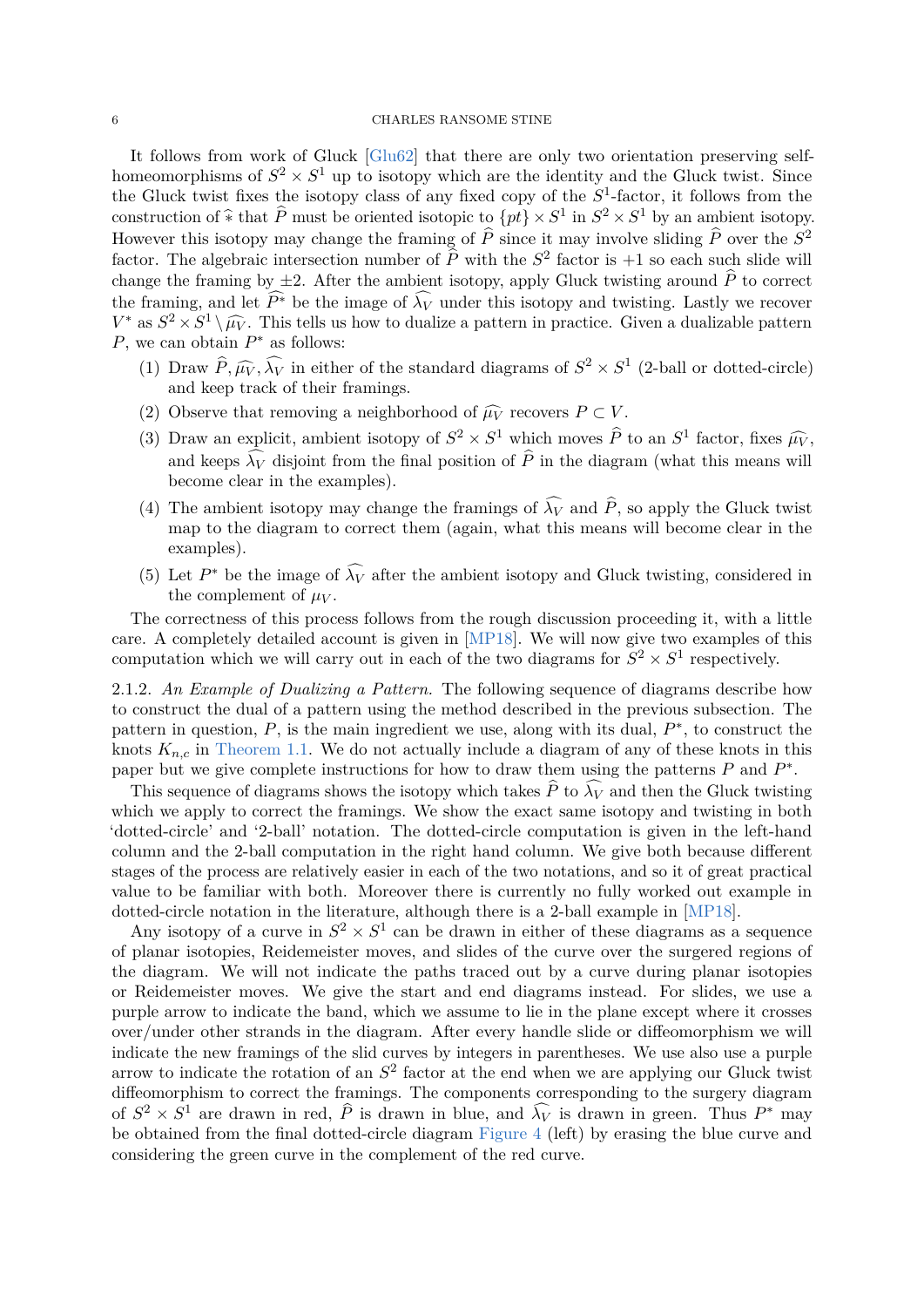It follows from work of Gluck [Glu62] that there are only two orientation preserving self-homeomorphisms of $S^2 \times S^1$ up to isotopy which are the identity and the Gluck twist. Since the Gluck twist fixes the isotopy class of any fixed copy of the $S^1$-factor, it follows from the construction of $\widehat{*}$ that $\widehat{P}$ must be oriented isotopic to $\{pt\} \times S^1$ in $S^2 \times S^1$ by an ambient isotopy. However this isotopy may change the framing of $\widehat{P}$ since it may involve sliding $\widehat{P}$ over the $S^2$ factor. The algebraic intersection number of $\widehat{P}$ with the $S^2$ factor is $+1$ so each such slide will change the framing by $\pm 2$. After the ambient isotopy, apply Gluck twisting around $\widehat{P}$ to correct the framing, and let $\widehat{P^*}$ be the image of $\widehat{\lambda_V}$ under this isotopy and twisting. Lastly we recover $V^*$ as $S^2 \times S^1 \setminus \widehat{\mu_V}$. This tells us how to dualize a pattern in practice. Given a dualizable pattern $P$, we can obtain $P^*$ as follows:

1. Draw $\widehat{P}, \widehat{\mu_V}, \widehat{\lambda_V}$ in either of the standard diagrams of $S^2 \times S^1$ (2-ball or dotted-circle) and keep track of their framings.
2. Observe that removing a neighborhood of $\widehat{\mu_V}$ recovers $P \subset V$.
3. Draw an explicit, ambient isotopy of $S^2 \times S^1$ which moves $\widehat{P}$ to an $S^1$ factor, fixes $\widehat{\mu_V}$, and keeps $\widehat{\lambda_V}$ disjoint from the final position of $\widehat{P}$ in the diagram (what this means will become clear in the examples).
4. The ambient isotopy may change the framings of $\widehat{\lambda_V}$ and $\widehat{P}$, so apply the Gluck twist map to the diagram to correct them (again, what this means will become clear in the examples).
5. Let $P^*$ be the image of $\widehat{\lambda_V}$ after the ambient isotopy and Gluck twisting, considered in the complement of $\mu_V$.

The correctness of this process follows from the rough discussion proceeding it, with a little care. A completely detailed account is given in [MP18]. We will now give two examples of this computation which we will carry out in each of the two diagrams for $S^2 \times S^1$ respectively.

2.1.2. *An Example of Dualizing a Pattern.* The following sequence of diagrams describe how to construct the dual of a pattern using the method described in the previous subsection. The pattern in question, $P$, is the main ingredient we use, along with its dual, $P^*$, to construct the knots $K_{n,c}$ in Theorem 1.1. We do not actually include a diagram of any of these knots in this paper but we give complete instructions for how to draw them using the patterns $P$ and $P^*$.

This sequence of diagrams shows the isotopy which takes $\widehat{P}$ to $\widehat{\lambda_V}$ and then the Gluck twisting which we apply to correct the framings. We show the exact same isotopy and twisting in both 'dotted-circle' and '2-ball' notation. The dotted-circle computation is given in the left-hand column and the 2-ball computation in the right hand column. We give both because different stages of the process are relatively easier in each of the two notations, and so it of great practical value to be familiar with both. Moreover there is currently no fully worked out example in dotted-circle notation in the literature, although there is a 2-ball example in [MP18].

Any isotopy of a curve in $S^2 \times S^1$ can be drawn in either of these diagrams as a sequence of planar isotopies, Reidemeister moves, and slides of the curve over the surgered regions of the diagram. We will not indicate the paths traced out by a curve during planar isotopies or Reidemeister moves. We give the start and end diagrams instead. For slides, we use a purple arrow to indicate the band, which we assume to lie in the plane except where it crosses over/under other strands in the diagram. After every handle slide or diffeomorphism we will indicate the new framings of the slid curves by integers in parentheses. We use also use a purple arrow to indicate the rotation of an $S^2$ factor at the end when we are applying our Gluck twist diffeomorphism to correct the framings. The components corresponding to the surgery diagram of $S^2 \times S^1$ are drawn in red, $\widehat{P}$ is drawn in blue, and $\widehat{\lambda_V}$ is drawn in green. Thus $P^*$ may be obtained from the final dotted-circle diagram Figure 4 (left) by erasing the blue curve and considering the green curve in the complement of the red curve.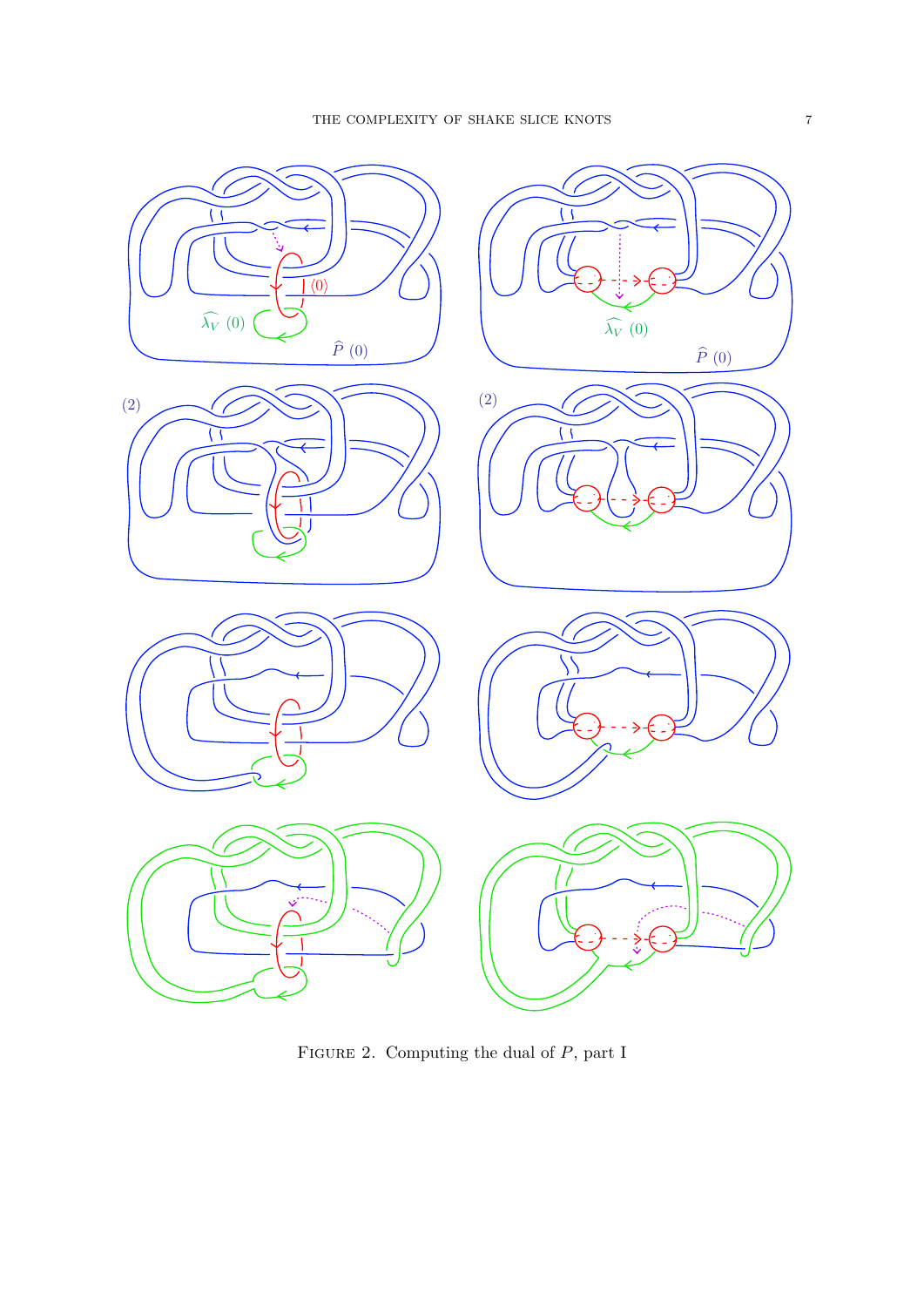FIGURE 2. Computing the dual of $P$, part I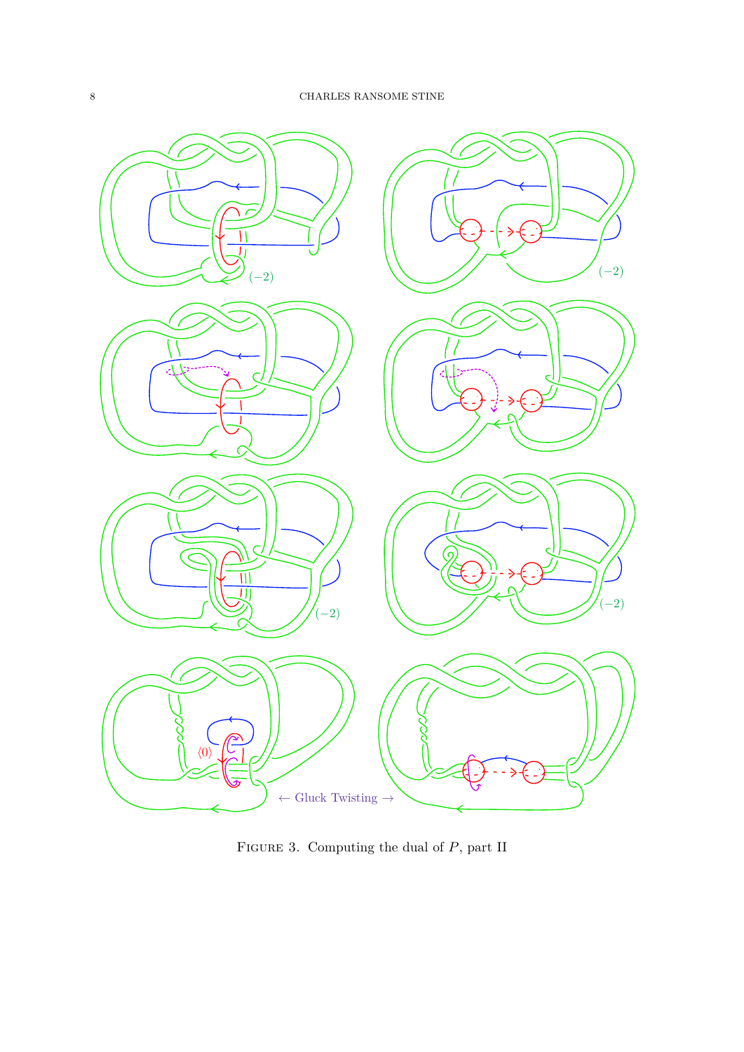Figure 3. Computing the dual of $P$, part II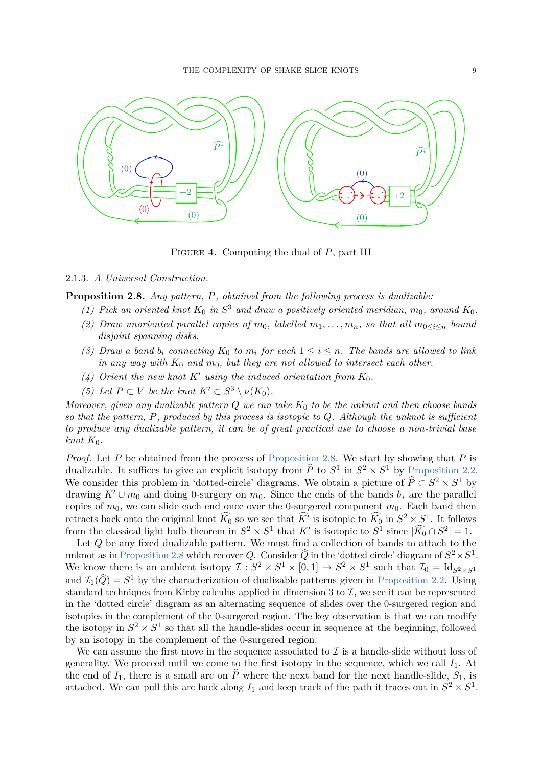FIGURE 4. Computing the dual of $P$, part III

### 2.1.3. *A Universal Construction.*

**Proposition 2.8.** *Any pattern, $P$, obtained from the following process is dualizable:*

1. *Pick an oriented knot $K_0$ in $S^3$ and draw a positively oriented meridian, $m_0$, around $K_0$.*
2. *Draw unoriented parallel copies of $m_0$, labelled $m_1, \ldots, m_n$, so that all $m_{0 \le i \le n}$ bound disjoint spanning disks.*
3. *Draw a band $b_i$ connecting $K_0$ to $m_i$ for each $1 \le i \le n$. The bands are allowed to link in any way with $K_0$ and $m_0$, but they are not allowed to intersect each other.*
4. *Orient the new knot $K'$ using the induced orientation from $K_0$.*
5. *Let $P \subset V$ be the knot $K' \subset S^3 \setminus \nu(K_0)$.*

*Moreover, given any dualizable pattern $Q$ we can take $K_0$ to be the unknot and then choose bands so that the pattern, $P$, produced by this process is isotopic to $Q$. Although the unknot is sufficient to produce any dualizable pattern, it can be of great practical use to choose a non-trivial base knot $K_0$.*

*Proof.* Let $P$ be obtained from the process of Proposition 2.8. We start by showing that $P$ is dualizable. It suffices to give an explicit isotopy from $\widehat{P}$ to $S^1$ in $S^2 \times S^1$ by Proposition 2.2. We consider this problem in 'dotted-circle' diagrams. We obtain a picture of $\widehat{P} \subset S^2 \times S^1$ by drawing $K' \cup m_0$ and doing 0-surgery on $m_0$. Since the ends of the bands $b_*$ are the parallel copies of $m_0$, we can slide each end once over the 0-surgered component $m_0$. Each band then retracts back onto the original knot $\widehat{K_0}$ so we see that $\widehat{K'}$ is isotopic to $\widehat{K_0}$ in $S^2 \times S^1$. It follows from the classical light bulb theorem in $S^2 \times S^1$ that $K'$ is isotopic to $S^1$ since $|\widehat{K_0} \cap S^2| = 1$.

Let $Q$ be any fixed dualizable pattern. We must find a collection of bands to attach to the unknot as in Proposition 2.8 which recover $Q$. Consider $\widehat{Q}$ in the 'dotted circle' diagram of $S^2 \times S^1$. We know there is an ambient isotopy $\mathcal{I} : S^2 \times S^1 \times [0,1] \to S^2 \times S^1$ such that $\mathcal{I}_0 = \mathrm{Id}_{S^2 \times S^1}$ and $\mathcal{I}_1(\widehat{Q}) = S^1$ by the characterization of dualizable patterns given in Proposition 2.2. Using standard techniques from Kirby calculus applied in dimension 3 to $\mathcal{I}$, we see it can be represented in the 'dotted circle' diagram as an alternating sequence of slides over the 0-surgered region and isotopies in the complement of the 0-surgered region. The key observation is that we can modify the isotopy in $S^2 \times S^1$ so that all the handle-slides occur in sequence at the beginning, followed by an isotopy in the complement of the 0-surgered region.

We can assume the first move in the sequence associated to $\mathcal{I}$ is a handle-slide without loss of generality. We proceed until we come to the first isotopy in the sequence, which we call $I_1$. At the end of $I_1$, there is a small arc on $\widehat{P}$ where the next band for the next handle-slide, $S_1$, is attached. We can pull this arc back along $I_1$ and keep track of the path it traces out in $S^2 \times S^1$.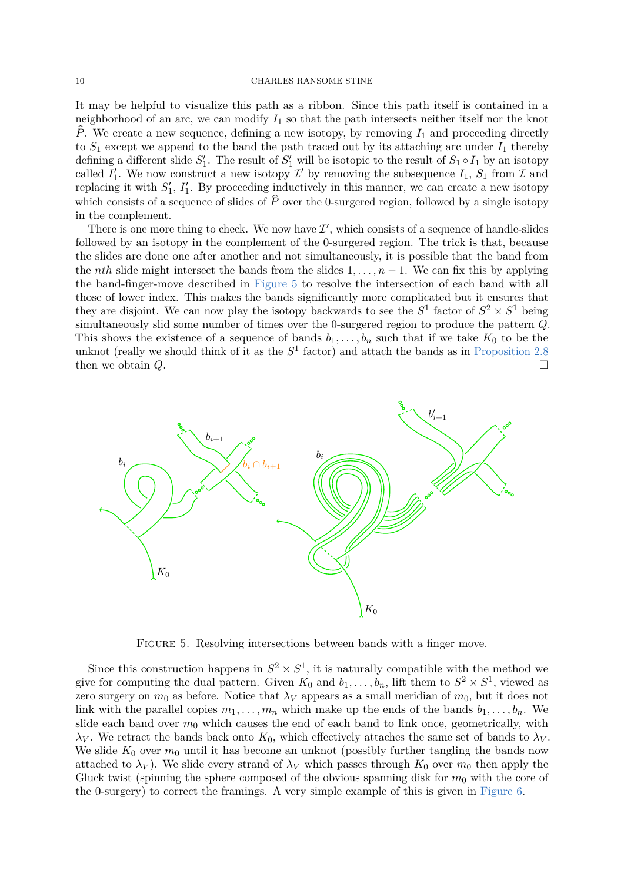It may be helpful to visualize this path as a ribbon. Since this path itself is contained in a neighborhood of an arc, we can modify $I_1$ so that the path intersects neither itself nor the knot $\widehat{P}$. We create a new sequence, defining a new isotopy, by removing $I_1$ and proceeding directly to $S_1$ except we append to the band the path traced out by its attaching arc under $I_1$ thereby defining a different slide $S_1'$. The result of $S_1'$ will be isotopic to the result of $S_1 \circ I_1$ by an isotopy called $I_1'$. We now construct a new isotopy $\mathcal{I}'$ by removing the subsequence $I_1$, $S_1$ from $\mathcal{I}$ and replacing it with $S_1'$, $I_1'$. By proceeding inductively in this manner, we can create a new isotopy which consists of a sequence of slides of $\widehat{P}$ over the 0-surgered region, followed by a single isotopy in the complement.

There is one more thing to check. We now have $\mathcal{I}'$, which consists of a sequence of handle-slides followed by an isotopy in the complement of the 0-surgered region. The trick is that, because the slides are done one after another and not simultaneously, it is possible that the band from the *nth* slide might intersect the bands from the slides $1, \dots, n-1$. We can fix this by applying the band-finger-move described in Figure 5 to resolve the intersection of each band with all those of lower index. This makes the bands significantly more complicated but it ensures that they are disjoint. We can now play the isotopy backwards to see the $S^1$ factor of $S^2 \times S^1$ being simultaneously slid some number of times over the 0-surgered region to produce the pattern $Q$. This shows the existence of a sequence of bands $b_1, \dots, b_n$ such that if we take $K_0$ to be the unknot (really we should think of it as the $S^1$ factor) and attach the bands as in Proposition 2.8 then we obtain $Q$. $\square$

FIGURE 5. Resolving intersections between bands with a finger move.

Since this construction happens in $S^2 \times S^1$, it is naturally compatible with the method we give for computing the dual pattern. Given $K_0$ and $b_1, \dots, b_n$, lift them to $S^2 \times S^1$, viewed as zero surgery on $m_0$ as before. Notice that $\lambda_V$ appears as a small meridian of $m_0$, but it does not link with the parallel copies $m_1, \dots, m_n$ which make up the ends of the bands $b_1, \dots, b_n$. We slide each band over $m_0$ which causes the end of each band to link once, geometrically, with $\lambda_V$. We retract the bands back onto $K_0$, which effectively attaches the same set of bands to $\lambda_V$. We slide $K_0$ over $m_0$ until it has become an unknot (possibly further tangling the bands now attached to $\lambda_V$). We slide every strand of $\lambda_V$ which passes through $K_0$ over $m_0$ then apply the Gluck twist (spinning the sphere composed of the obvious spanning disk for $m_0$ with the core of the 0-surgery) to correct the framings. A very simple example of this is given in Figure 6.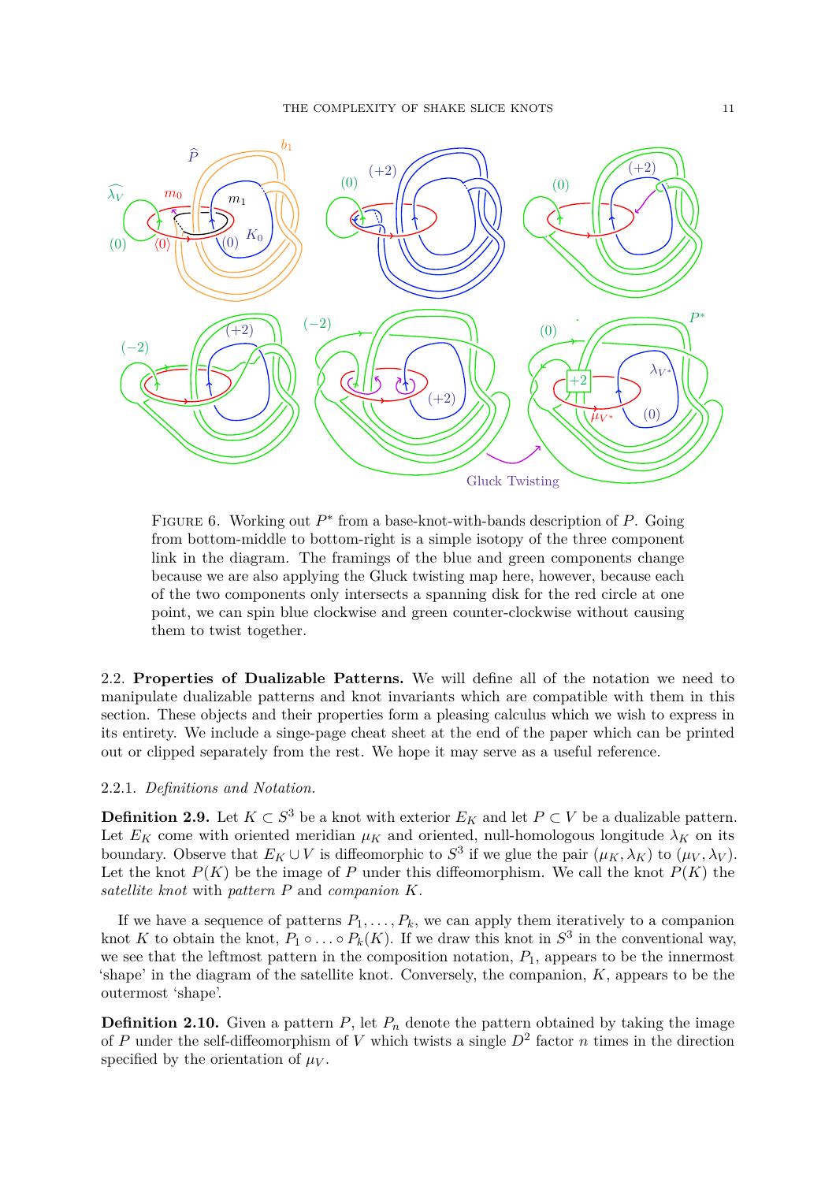Figure 6. Working out $P^*$ from a base-knot-with-bands description of $P$. Going from bottom-middle to bottom-right is a simple isotopy of the three component link in the diagram. The framings of the blue and green components change because we are also applying the Gluck twisting map here, however, because each of the two components only intersects a spanning disk for the red circle at one point, we can spin blue clockwise and green counter-clockwise without causing them to twist together.

### 2.2. Properties of Dualizable Patterns.

We will define all of the notation we need to manipulate dualizable patterns and knot invariants which are compatible with them in this section. These objects and their properties form a pleasing calculus which we wish to express in its entirety. We include a singe-page cheat sheet at the end of the paper which can be printed out or clipped separately from the rest. We hope it may serve as a useful reference.

#### 2.2.1. *Definitions and Notation.*

**Definition 2.9.** Let $K \subset S^3$ be a knot with exterior $E_K$ and let $P \subset V$ be a dualizable pattern. Let $E_K$ come with oriented meridian $\mu_K$ and oriented, null-homologous longitude $\lambda_K$ on its boundary. Observe that $E_K \cup V$ is diffeomorphic to $S^3$ if we glue the pair $(\mu_K, \lambda_K)$ to $(\mu_V, \lambda_V)$. Let the knot $P(K)$ be the image of $P$ under this diffeomorphism. We call the knot $P(K)$ the *satellite knot* with *pattern* $P$ and *companion* $K$.

If we have a sequence of patterns $P_1, \ldots, P_k$, we can apply them iteratively to a companion knot $K$ to obtain the knot, $P_1 \circ \ldots \circ P_k(K)$. If we draw this knot in $S^3$ in the conventional way, we see that the leftmost pattern in the composition notation, $P_1$, appears to be the innermost 'shape' in the diagram of the satellite knot. Conversely, the companion, $K$, appears to be the outermost 'shape'.

**Definition 2.10.** Given a pattern $P$, let $P_n$ denote the pattern obtained by taking the image of $P$ under the self-diffeomorphism of $V$ which twists a single $D^2$ factor $n$ times in the direction specified by the orientation of $\mu_V$.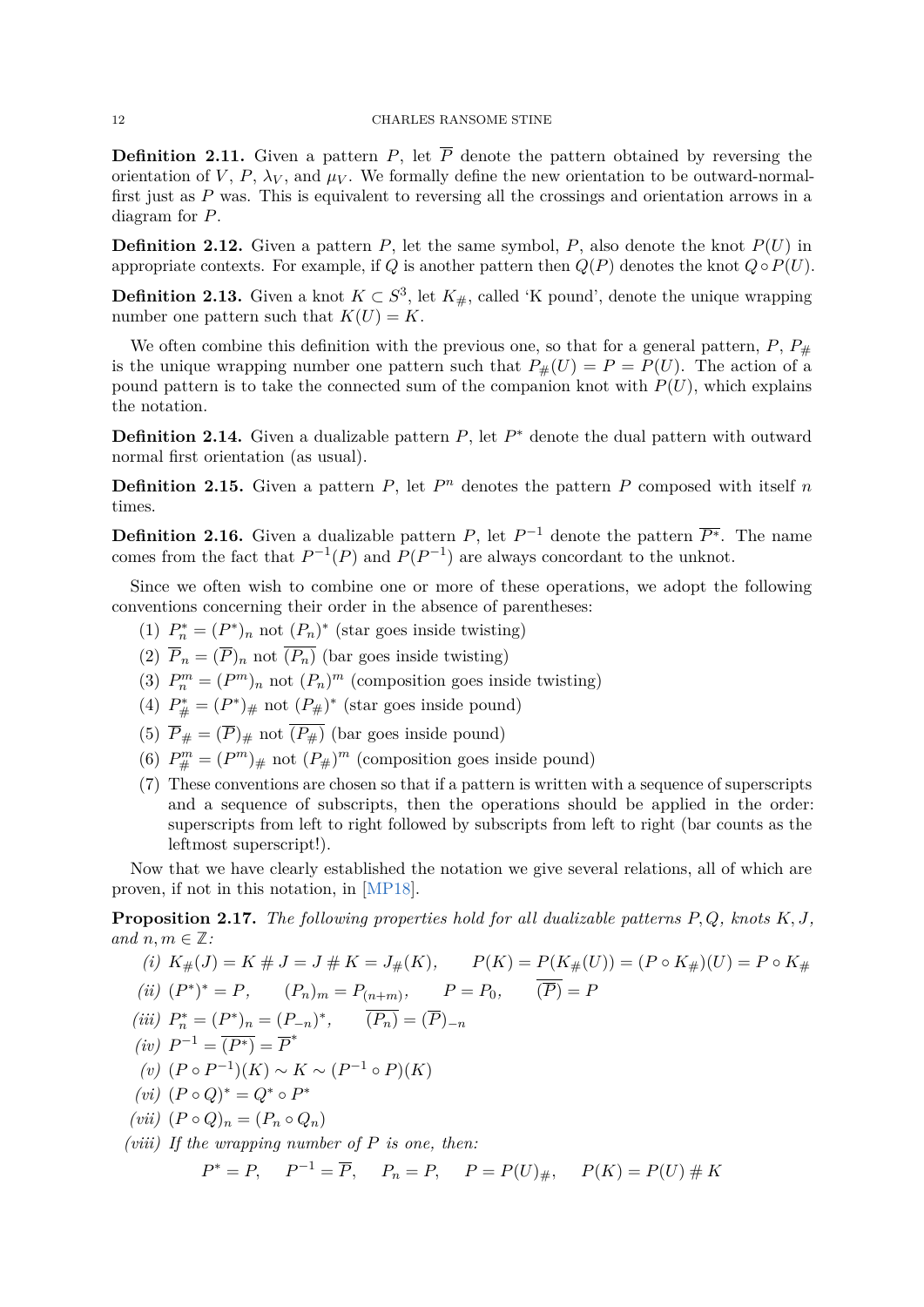**Definition 2.11.** Given a pattern $P$, let $\overline{P}$ denote the pattern obtained by reversing the orientation of $V$, $P$, $\lambda_V$, and $\mu_V$. We formally define the new orientation to be outward-normal-first just as $P$ was. This is equivalent to reversing all the crossings and orientation arrows in a diagram for $P$.

**Definition 2.12.** Given a pattern $P$, let the same symbol, $P$, also denote the knot $P(U)$ in appropriate contexts. For example, if $Q$ is another pattern then $Q(P)$ denotes the knot $Q \circ P(U)$.

**Definition 2.13.** Given a knot $K \subset S^3$, let $K_\#$, called 'K pound', denote the unique wrapping number one pattern such that $K(U) = K$.

We often combine this definition with the previous one, so that for a general pattern, $P$, $P_\#$ is the unique wrapping number one pattern such that $P_\#(U) = P = P(U)$. The action of a pound pattern is to take the connected sum of the companion knot with $P(U)$, which explains the notation.

**Definition 2.14.** Given a dualizable pattern $P$, let $P^*$ denote the dual pattern with outward normal first orientation (as usual).

**Definition 2.15.** Given a pattern $P$, let $P^n$ denotes the pattern $P$ composed with itself $n$ times.

**Definition 2.16.** Given a dualizable pattern $P$, let $P^{-1}$ denote the pattern $\overline{P^*}$. The name comes from the fact that $P^{-1}(P)$ and $P(P^{-1})$ are always concordant to the unknot.

Since we often wish to combine one or more of these operations, we adopt the following conventions concerning their order in the absence of parentheses:

1. $P^*_n = (P^*)_n$ not $(P_n)^*$ (star goes inside twisting)
2. $\overline{P}_n = (\overline{P})_n$ not $\overline{(P_n)}$ (bar goes inside twisting)
3. $P^m_n = (P^m)_n$ not $(P_n)^m$ (composition goes inside twisting)
4. $P^*_\# = (P^*)_\#$ not $(P_\#)^*$ (star goes inside pound)
5. $\overline{P}_\# = (\overline{P})_\#$ not $\overline{(P_\#)}$ (bar goes inside pound)
6. $P^m_\# = (P^m)_\#$ not $(P_\#)^m$ (composition goes inside pound)
7. These conventions are chosen so that if a pattern is written with a sequence of superscripts and a sequence of subscripts, then the operations should be applied in the order: superscripts from left to right followed by subscripts from left to right (bar counts as the leftmost superscript!).

Now that we have clearly established the notation we give several relations, all of which are proven, if not in this notation, in [MP18].

**Proposition 2.17.** *The following properties hold for all dualizable patterns $P, Q$, knots $K, J$, and $n, m \in \mathbb{Z}$:*

*(i)* $K_\#(J) = K \# J = J \# K = J_\#(K), \qquad P(K) = P(K_\#(U)) = (P \circ K_\#)(U) = P \circ K_\#$

*(ii)* $(P^*)^* = P, \qquad (P_n)_m = P_{(n+m)}, \qquad P = P_0, \qquad \overline{(\overline{P})} = P$

*(iii)* $P^*_n = (P^*)_n = (P_{-n})^*, \qquad \overline{(P_n)} = (\overline{P})_{-n}$

*(iv)* $P^{-1} = \overline{(P^*)} = \overline{P}^*$

*(v)* $(P \circ P^{-1})(K) \sim K \sim (P^{-1} \circ P)(K)$

*(vi)* $(P \circ Q)^* = Q^* \circ P^*$

*(vii)* $(P \circ Q)_n = (P_n \circ Q_n)$

*(viii)* *If the wrapping number of $P$ is one, then:*

$$P^* = P, \quad P^{-1} = \overline{P}, \quad P_n = P, \quad P = P(U)_\#, \quad P(K) = P(U) \# K$$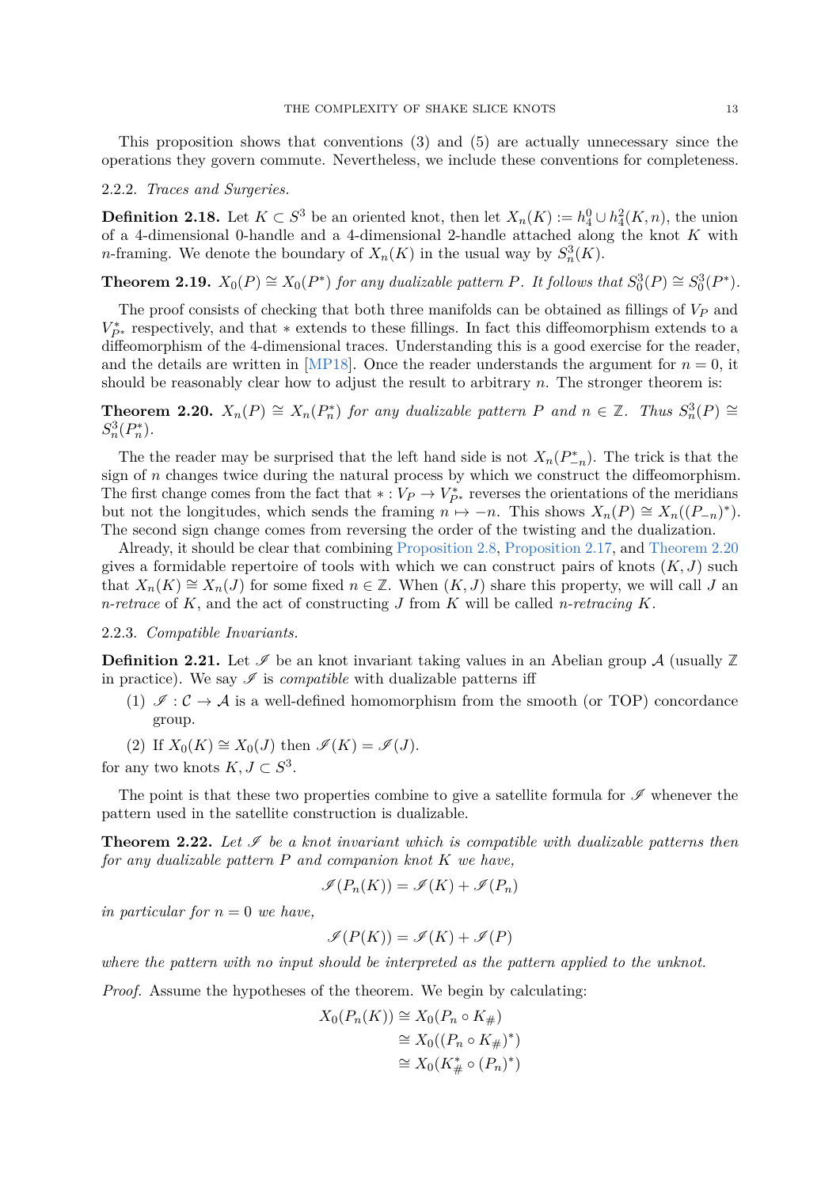This proposition shows that conventions (3) and (5) are actually unnecessary since the operations they govern commute. Nevertheless, we include these conventions for completeness.

### 2.2.2. *Traces and Surgeries.*

**Definition 2.18.** Let $K \subset S^3$ be an oriented knot, then let $X_n(K) := h^0_4 \cup h^2_4(K, n)$, the union of a 4-dimensional 0-handle and a 4-dimensional 2-handle attached along the knot $K$ with $n$-framing. We denote the boundary of $X_n(K)$ in the usual way by $S^3_n(K)$.

**Theorem 2.19.** *$X_0(P) \cong X_0(P^*)$ for any dualizable pattern $P$. It follows that $S^3_0(P) \cong S^3_0(P^*)$.*

The proof consists of checking that both three manifolds can be obtained as fillings of $V_P$ and $V^*_{P^*}$ respectively, and that $*$ extends to these fillings. In fact this diffeomorphism extends to a diffeomorphism of the 4-dimensional traces. Understanding this is a good exercise for the reader, and the details are written in [MP18]. Once the reader understands the argument for $n = 0$, it should be reasonably clear how to adjust the result to arbitrary $n$. The stronger theorem is:

**Theorem 2.20.** *$X_n(P) \cong X_n(P^*_n)$ for any dualizable pattern $P$ and $n \in \mathbb{Z}$. Thus $S^3_n(P) \cong S^3_n(P^*_n)$.*

The the reader may be surprised that the left hand side is not $X_n(P^*_{-n})$. The trick is that the sign of $n$ changes twice during the natural process by which we construct the diffeomorphism. The first change comes from the fact that $* : V_P \to V^*_{P^*}$ reverses the orientations of the meridians but not the longitudes, which sends the framing $n \mapsto -n$. This shows $X_n(P) \cong X_n((P_{-n})^*)$. The second sign change comes from reversing the order of the twisting and the dualization.

Already, it should be clear that combining Proposition 2.8, Proposition 2.17, and Theorem 2.20 gives a formidable repertoire of tools with which we can construct pairs of knots $(K, J)$ such that $X_n(K) \cong X_n(J)$ for some fixed $n \in \mathbb{Z}$. When $(K, J)$ share this property, we will call $J$ an *$n$-retrace* of $K$, and the act of constructing $J$ from $K$ will be called *$n$-retracing* $K$.

### 2.2.3. *Compatible Invariants.*

**Definition 2.21.** Let $\mathscr{I}$ be an knot invariant taking values in an Abelian group $\mathcal{A}$ (usually $\mathbb{Z}$ in practice). We say $\mathscr{I}$ is *compatible* with dualizable patterns iff

1. $\mathscr{I} : \mathcal{C} \to \mathcal{A}$ is a well-defined homomorphism from the smooth (or TOP) concordance group.
2. If $X_0(K) \cong X_0(J)$ then $\mathscr{I}(K) = \mathscr{I}(J)$.

for any two knots $K, J \subset S^3$.

The point is that these two properties combine to give a satellite formula for $\mathscr{I}$ whenever the pattern used in the satellite construction is dualizable.

**Theorem 2.22.** *Let $\mathscr{I}$ be a knot invariant which is compatible with dualizable patterns then for any dualizable pattern $P$ and companion knot $K$ we have,*

$$\mathscr{I}(P_n(K)) = \mathscr{I}(K) + \mathscr{I}(P_n)$$

*in particular for $n = 0$ we have,*

$$\mathscr{I}(P(K)) = \mathscr{I}(K) + \mathscr{I}(P)$$

*where the pattern with no input should be interpreted as the pattern applied to the unknot.*

*Proof.* Assume the hypotheses of the theorem. We begin by calculating:

$$\begin{aligned} X_0(P_n(K)) &\cong X_0(P_n \circ K_\#) \\ &\cong X_0((P_n \circ K_\#)^*) \\ &\cong X_0(K^*_\# \circ (P_n)^*) \end{aligned}$$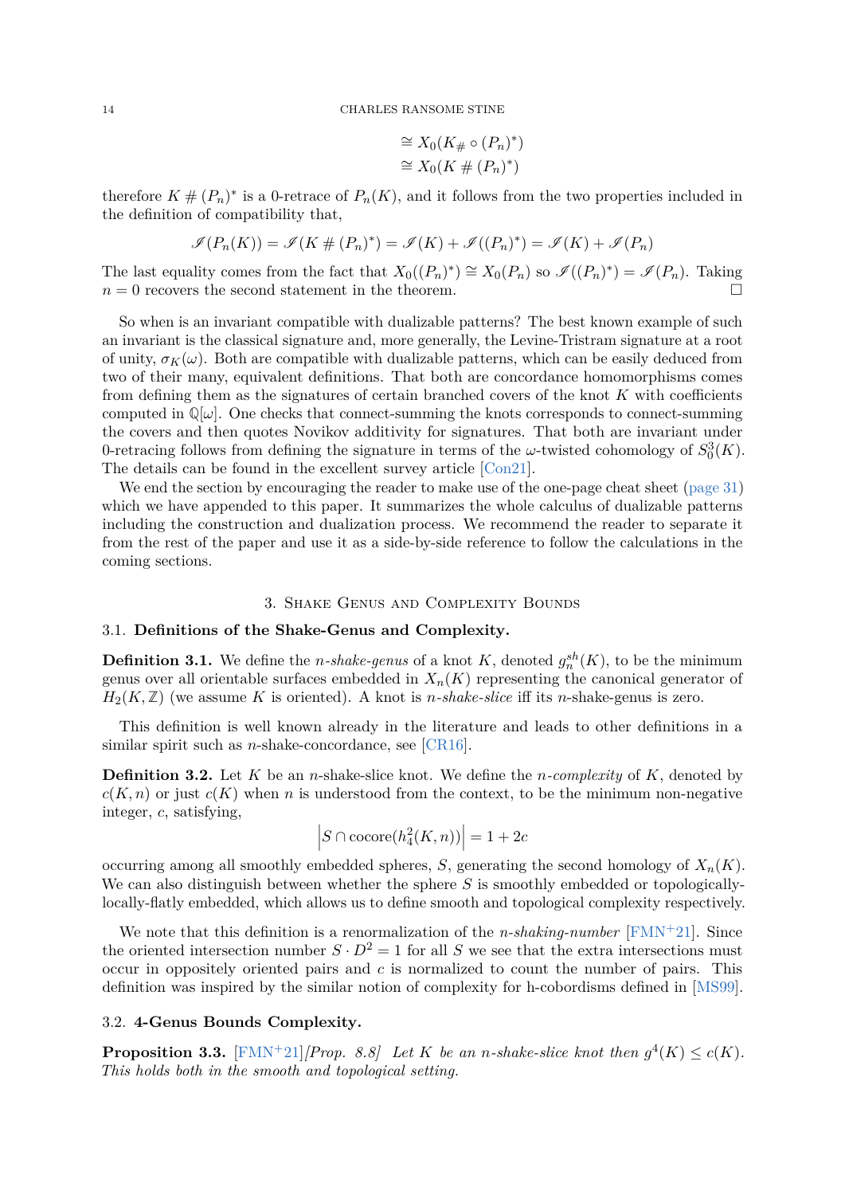$$\cong X_0(K_\# \circ (P_n)^*)$$
$$\cong X_0(K \# (P_n)^*)$$

therefore $K \# (P_n)^*$ is a 0-retrace of $P_n(K)$, and it follows from the two properties included in the definition of compatibility that,

$$\mathscr{I}(P_n(K)) = \mathscr{I}(K \# (P_n)^*) = \mathscr{I}(K) + \mathscr{I}((P_n)^*) = \mathscr{I}(K) + \mathscr{I}(P_n)$$

The last equality comes from the fact that $X_0((P_n)^*) \cong X_0(P_n)$ so $\mathscr{I}((P_n)^*) = \mathscr{I}(P_n)$. Taking $n = 0$ recovers the second statement in the theorem. □

So when is an invariant compatible with dualizable patterns? The best known example of such an invariant is the classical signature and, more generally, the Levine-Tristram signature at a root of unity, $\sigma_K(\omega)$. Both are compatible with dualizable patterns, which can be easily deduced from two of their many, equivalent definitions. That both are concordance homomorphisms comes from defining them as the signatures of certain branched covers of the knot $K$ with coefficients computed in $\mathbb{Q}[\omega]$. One checks that connect-summing the knots corresponds to connect-summing the covers and then quotes Novikov additivity for signatures. That both are invariant under 0-retracing follows from defining the signature in terms of the $\omega$-twisted cohomology of $S^3_0(K)$. The details can be found in the excellent survey article [Con21].

We end the section by encouraging the reader to make use of the one-page cheat sheet (page 31) which we have appended to this paper. It summarizes the whole calculus of dualizable patterns including the construction and dualization process. We recommend the reader to separate it from the rest of the paper and use it as a side-by-side reference to follow the calculations in the coming sections.

## 3. Shake Genus and Complexity Bounds

### 3.1. Definitions of the Shake-Genus and Complexity.

**Definition 3.1.** We define the *n-shake-genus* of a knot $K$, denoted $g^{sh}_n(K)$, to be the minimum genus over all orientable surfaces embedded in $X_n(K)$ representing the canonical generator of $H_2(K, \mathbb{Z})$ (we assume $K$ is oriented). A knot is *n-shake-slice* iff its $n$-shake-genus is zero.

This definition is well known already in the literature and leads to other definitions in a similar spirit such as $n$-shake-concordance, see [CR16].

**Definition 3.2.** Let $K$ be an $n$-shake-slice knot. We define the *n-complexity* of $K$, denoted by $c(K, n)$ or just $c(K)$ when $n$ is understood from the context, to be the minimum non-negative integer, $c$, satisfying,

$$\left|S \cap \operatorname{cocore}(h^2_4(K, n))\right| = 1 + 2c$$

occurring among all smoothly embedded spheres, $S$, generating the second homology of $X_n(K)$. We can also distinguish between whether the sphere $S$ is smoothly embedded or topologically-locally-flatly embedded, which allows us to define smooth and topological complexity respectively.

We note that this definition is a renormalization of the *n-shaking-number* [FMN+21]. Since the oriented intersection number $S \cdot D^2 = 1$ for all $S$ we see that the extra intersections must occur in oppositely oriented pairs and $c$ is normalized to count the number of pairs. This definition was inspired by the similar notion of complexity for h-cobordisms defined in [MS99].

### 3.2. 4-Genus Bounds Complexity.

**Proposition 3.3.** [FMN+21][Prop. 8.8] *Let $K$ be an $n$-shake-slice knot then $g^4(K) \leq c(K)$. This holds both in the smooth and topological setting.*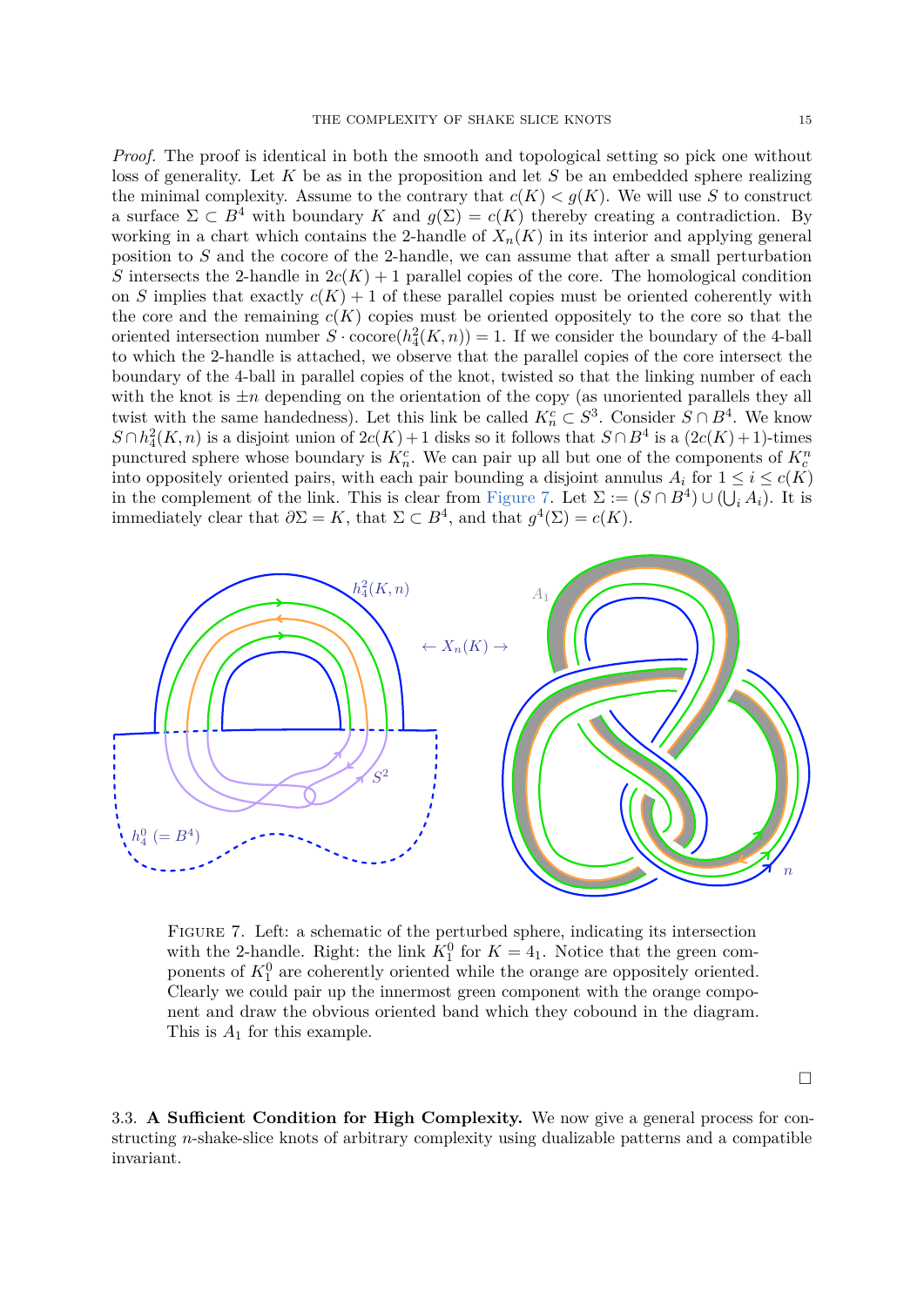*Proof.* The proof is identical in both the smooth and topological setting so pick one without loss of generality. Let $K$ be as in the proposition and let $S$ be an embedded sphere realizing the minimal complexity. Assume to the contrary that $c(K) < g(K)$. We will use $S$ to construct a surface $\Sigma \subset B^4$ with boundary $K$ and $g(\Sigma) = c(K)$ thereby creating a contradiction. By working in a chart which contains the 2-handle of $X_n(K)$ in its interior and applying general position to $S$ and the cocore of the 2-handle, we can assume that after a small perturbation $S$ intersects the 2-handle in $2c(K) + 1$ parallel copies of the core. The homological condition on $S$ implies that exactly $c(K) + 1$ of these parallel copies must be oriented coherently with the core and the remaining $c(K)$ copies must be oriented oppositely to the core so that the oriented intersection number $S \cdot \text{cocore}(h^2_4(K, n)) = 1$. If we consider the boundary of the 4-ball to which the 2-handle is attached, we observe that the parallel copies of the core intersect the boundary of the 4-ball in parallel copies of the knot, twisted so that the linking number of each with the knot is $\pm n$ depending on the orientation of the copy (as unoriented parallels they all twist with the same handedness). Let this link be called $K^c_n \subset S^3$. Consider $S \cap B^4$. We know $S \cap h^2_4(K, n)$ is a disjoint union of $2c(K)+1$ disks so it follows that $S \cap B^4$ is a $(2c(K)+1)$-times punctured sphere whose boundary is $K^c_n$. We can pair up all but one of the components of $K^n_c$ into oppositely oriented pairs, with each pair bounding a disjoint annulus $A_i$ for $1 \leq i \leq c(K)$ in the complement of the link. This is clear from Figure 7. Let $\Sigma := (S \cap B^4) \cup (\bigcup_i A_i)$. It is immediately clear that $\partial\Sigma = K$, that $\Sigma \subset B^4$, and that $g^4(\Sigma) = c(K)$.

Figure 7. Left: a schematic of the perturbed sphere, indicating its intersection with the 2-handle. Right: the link $K^0_1$ for $K = 4_1$. Notice that the green components of $K^0_1$ are coherently oriented while the orange are oppositely oriented. Clearly we could pair up the innermost green component with the orange component and draw the obvious oriented band which they cobound in the diagram. This is $A_1$ for this example.

□

3.3. **A Sufficient Condition for High Complexity.** We now give a general process for constructing $n$-shake-slice knots of arbitrary complexity using dualizable patterns and a compatible invariant.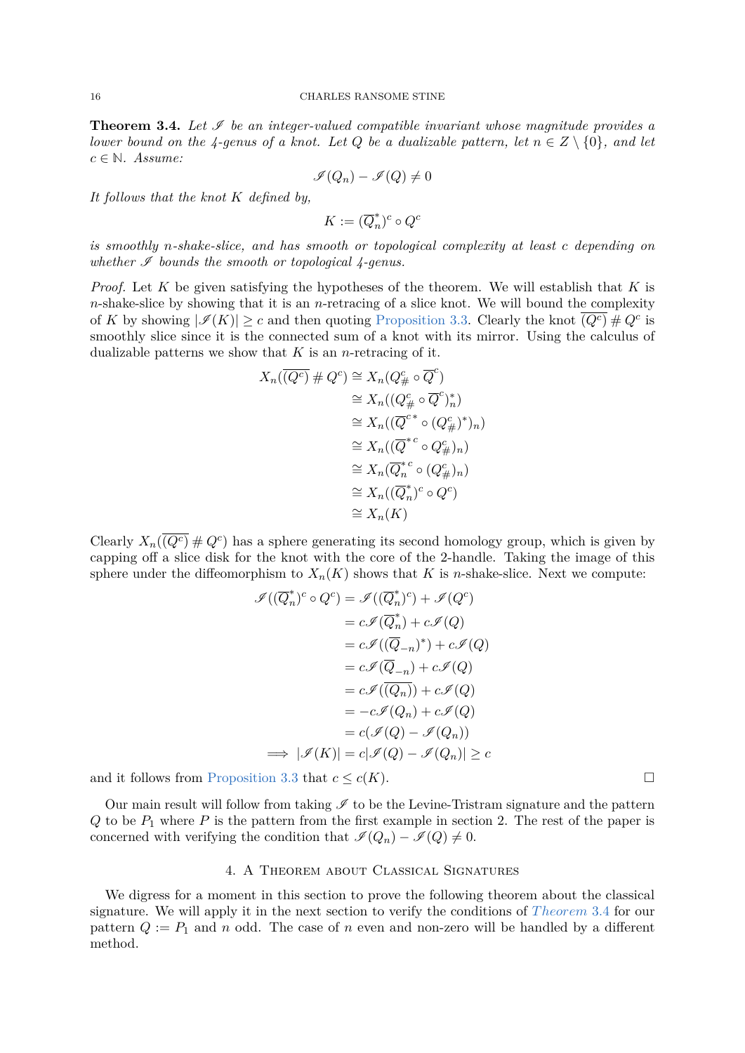**Theorem 3.4.** *Let $\mathscr{I}$ be an integer-valued compatible invariant whose magnitude provides a lower bound on the 4-genus of a knot. Let $Q$ be a dualizable pattern, let $n \in Z \setminus \{0\}$, and let $c \in \mathbb{N}$. Assume:*

$$\mathscr{I}(Q_n) - \mathscr{I}(Q) \neq 0$$

*It follows that the knot $K$ defined by,*

$$K := (\overline{Q}_n^*)^c \circ Q^c$$

*is smoothly $n$-shake-slice, and has smooth or topological complexity at least $c$ depending on whether $\mathscr{I}$ bounds the smooth or topological 4-genus.*

*Proof.* Let $K$ be given satisfying the hypotheses of the theorem. We will establish that $K$ is $n$-shake-slice by showing that it is an $n$-retracing of a slice knot. We will bound the complexity of $K$ by showing $|\mathscr{I}(K)| \geq c$ and then quoting Proposition 3.3. Clearly the knot $\overline{(Q^c)} \# Q^c$ is smoothly slice since it is the connected sum of a knot with its mirror. Using the calculus of dualizable patterns we show that $K$ is an $n$-retracing of it.

$$\begin{aligned}
X_n(\overline{(Q^c)} \# Q^c) &\cong X_n(Q^c_\# \circ \overline{Q}^c) \\
&\cong X_n((Q^c_\# \circ \overline{Q}^c)^*_n) \\
&\cong X_n((\overline{Q}^{c*} \circ (Q^c_\#)^*)_n) \\
&\cong X_n((\overline{Q}^{*c} \circ Q^c_\#)_n) \\
&\cong X_n(\overline{Q}_n^{*c} \circ (Q^c_\#)_n) \\
&\cong X_n((\overline{Q}_n^*)^c \circ Q^c) \\
&\cong X_n(K)
\end{aligned}$$

Clearly $X_n(\overline{(Q^c)} \# Q^c)$ has a sphere generating its second homology group, which is given by capping off a slice disk for the knot with the core of the 2-handle. Taking the image of this sphere under the diffeomorphism to $X_n(K)$ shows that $K$ is $n$-shake-slice. Next we compute:

$$\begin{aligned}
\mathscr{I}((\overline{Q}_n^*)^c \circ Q^c) &= \mathscr{I}((\overline{Q}_n^*)^c) + \mathscr{I}(Q^c) \\
&= c\mathscr{I}(\overline{Q}_n^*) + c\mathscr{I}(Q) \\
&= c\mathscr{I}((\overline{Q}_{-n})^*) + c\mathscr{I}(Q) \\
&= c\mathscr{I}(\overline{Q}_{-n}) + c\mathscr{I}(Q) \\
&= c\mathscr{I}(\overline{(Q_n)}) + c\mathscr{I}(Q) \\
&= -c\mathscr{I}(Q_n) + c\mathscr{I}(Q) \\
&= c(\mathscr{I}(Q) - \mathscr{I}(Q_n)) \\
\implies |\mathscr{I}(K)| &= c|\mathscr{I}(Q) - \mathscr{I}(Q_n)| \geq c
\end{aligned}$$

and it follows from Proposition 3.3 that $c \leq c(K)$. □

Our main result will follow from taking $\mathscr{I}$ to be the Levine-Tristram signature and the pattern $Q$ to be $P_1$ where $P$ is the pattern from the first example in section 2. The rest of the paper is concerned with verifying the condition that $\mathscr{I}(Q_n) - \mathscr{I}(Q) \neq 0$.

## 4. A Theorem about Classical Signatures

We digress for a moment in this section to prove the following theorem about the classical signature. We will apply it in the next section to verify the conditions of *Theorem* 3.4 for our pattern $Q := P_1$ and $n$ odd. The case of $n$ even and non-zero will be handled by a different method.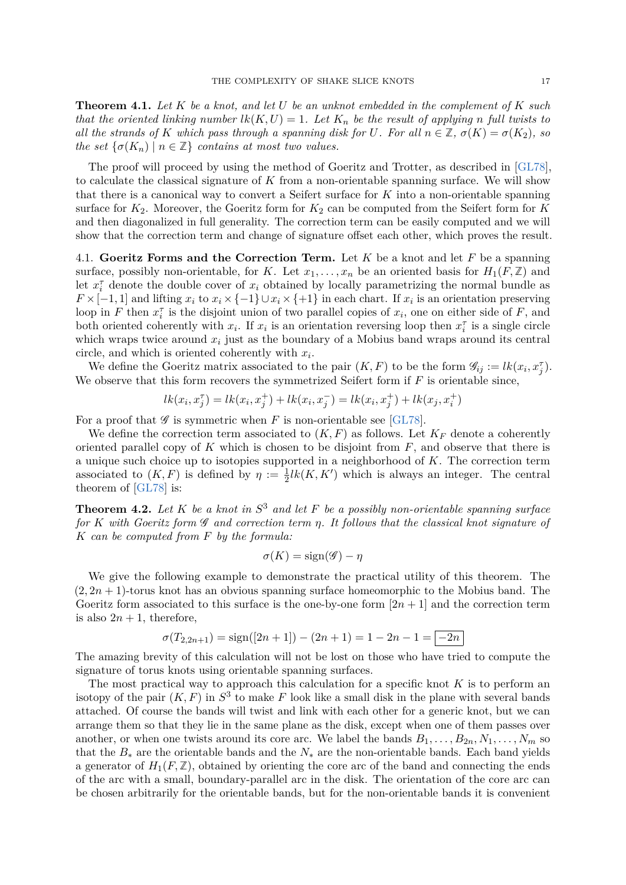**Theorem 4.1.** *Let $K$ be a knot, and let $U$ be an unknot embedded in the complement of $K$ such that the oriented linking number $lk(K, U) = 1$. Let $K_n$ be the result of applying $n$ full twists to all the strands of $K$ which pass through a spanning disk for $U$. For all $n \in \mathbb{Z}$, $\sigma(K) = \sigma(K_2)$, so the set $\{\sigma(K_n) \mid n \in \mathbb{Z}\}$ contains at most two values.*

The proof will proceed by using the method of Goeritz and Trotter, as described in [GL78], to calculate the classical signature of $K$ from a non-orientable spanning surface. We will show that there is a canonical way to convert a Seifert surface for $K$ into a non-orientable spanning surface for $K_2$. Moreover, the Goeritz form for $K_2$ can be computed from the Seifert form for $K$ and then diagonalized in full generality. The correction term can be easily computed and we will show that the correction term and change of signature offset each other, which proves the result.

4.1. **Goeritz Forms and the Correction Term.** Let $K$ be a knot and let $F$ be a spanning surface, possibly non-orientable, for $K$. Let $x_1, \ldots, x_n$ be an oriented basis for $H_1(F, \mathbb{Z})$ and let $x_i^\tau$ denote the double cover of $x_i$ obtained by locally parametrizing the normal bundle as $F \times [-1, 1]$ and lifting $x_i$ to $x_i \times \{-1\} \cup x_i \times \{+1\}$ in each chart. If $x_i$ is an orientation preserving loop in $F$ then $x_i^\tau$ is the disjoint union of two parallel copies of $x_i$, one on either side of $F$, and both oriented coherently with $x_i$. If $x_i$ is an orientation reversing loop then $x_i^\tau$ is a single circle which wraps twice around $x_i$ just as the boundary of a Mobius band wraps around its central circle, and which is oriented coherently with $x_i$.

We define the Goeritz matrix associated to the pair $(K, F)$ to be the form $\mathscr{G}_{ij} := lk(x_i, x_j^\tau)$. We observe that this form recovers the symmetrized Seifert form if $F$ is orientable since,

$$lk(x_i, x_j^\tau) = lk(x_i, x_j^+) + lk(x_i, x_j^-) = lk(x_i, x_j^+) + lk(x_j, x_i^+)$$

For a proof that $\mathscr{G}$ is symmetric when $F$ is non-orientable see [GL78].

We define the correction term associated to $(K, F)$ as follows. Let $K_F$ denote a coherently oriented parallel copy of $K$ which is chosen to be disjoint from $F$, and observe that there is a unique such choice up to isotopies supported in a neighborhood of $K$. The correction term associated to $(K, F)$ is defined by $\eta := \frac{1}{2} lk(K, K')$ which is always an integer. The central theorem of [GL78] is:

**Theorem 4.2.** *Let $K$ be a knot in $S^3$ and let $F$ be a possibly non-orientable spanning surface for $K$ with Goeritz form $\mathscr{G}$ and correction term $\eta$. It follows that the classical knot signature of $K$ can be computed from $F$ by the formula:*

$$\sigma(K) = \operatorname{sign}(\mathscr{G}) - \eta$$

We give the following example to demonstrate the practical utility of this theorem. The $(2, 2n+1)$-torus knot has an obvious spanning surface homeomorphic to the Mobius band. The Goeritz form associated to this surface is the one-by-one form $[2n+1]$ and the correction term is also $2n+1$, therefore,

$$\sigma(T_{2,2n+1}) = \operatorname{sign}([2n+1]) - (2n+1) = 1 - 2n - 1 = \boxed{-2n}$$

The amazing brevity of this calculation will not be lost on those who have tried to compute the signature of torus knots using orientable spanning surfaces.

The most practical way to approach this calculation for a specific knot $K$ is to perform an isotopy of the pair $(K, F)$ in $S^3$ to make $F$ look like a small disk in the plane with several bands attached. Of course the bands will twist and link with each other for a generic knot, but we can arrange them so that they lie in the same plane as the disk, except when one of them passes over another, or when one twists around its core arc. We label the bands $B_1, \ldots, B_{2n}, N_1, \ldots, N_m$ so that the $B_*$ are the orientable bands and the $N_*$ are the non-orientable bands. Each band yields a generator of $H_1(F, \mathbb{Z})$, obtained by orienting the core arc of the band and connecting the ends of the arc with a small, boundary-parallel arc in the disk. The orientation of the core arc can be chosen arbitrarily for the orientable bands, but for the non-orientable bands it is convenient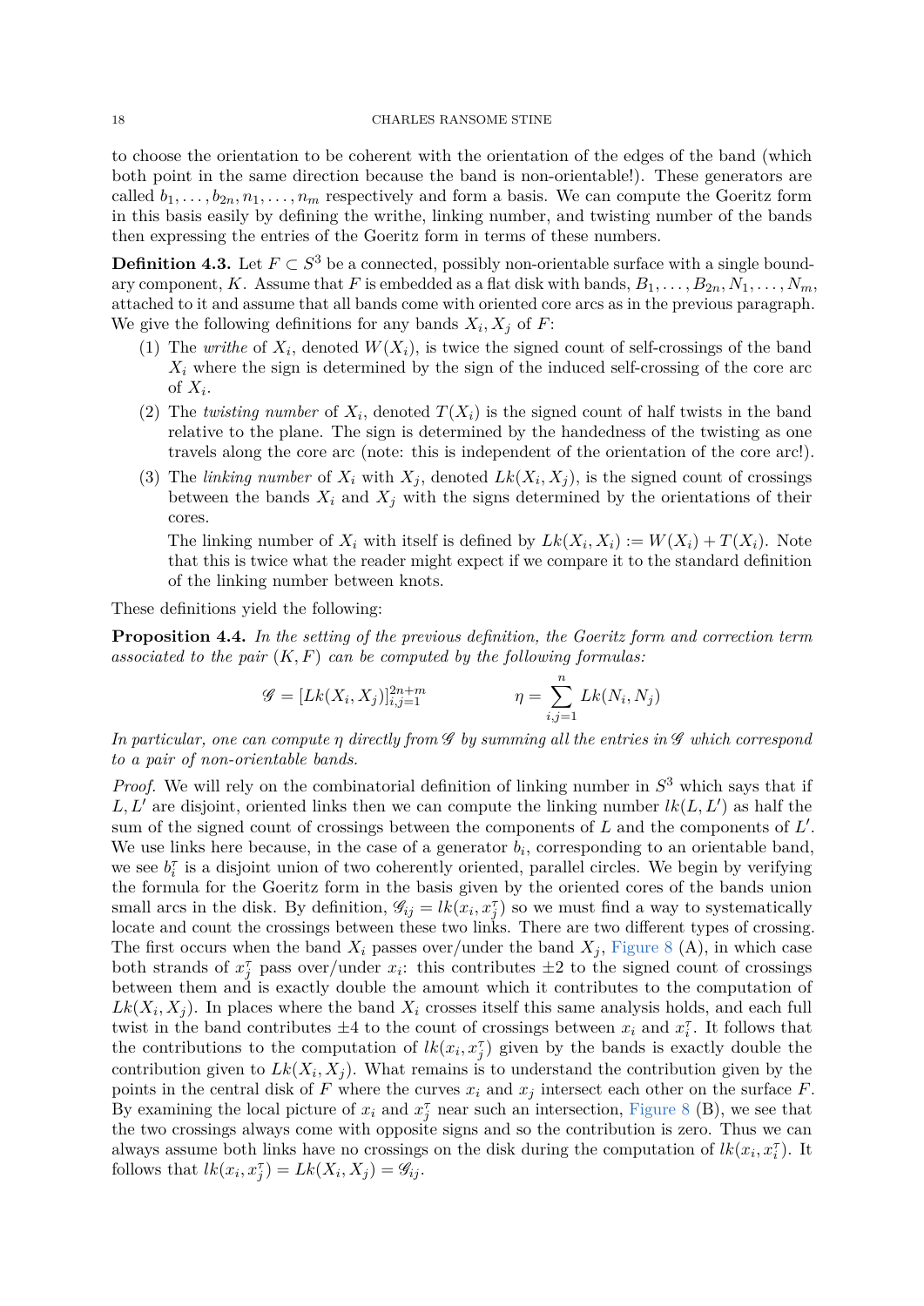to choose the orientation to be coherent with the orientation of the edges of the band (which both point in the same direction because the band is non-orientable!). These generators are called $b_1, \ldots, b_{2n}, n_1, \ldots, n_m$ respectively and form a basis. We can compute the Goeritz form in this basis easily by defining the writhe, linking number, and twisting number of the bands then expressing the entries of the Goeritz form in terms of these numbers.

**Definition 4.3.** Let $F \subset S^3$ be a connected, possibly non-orientable surface with a single boundary component, $K$. Assume that $F$ is embedded as a flat disk with bands, $B_1, \ldots, B_{2n}, N_1, \ldots, N_m$, attached to it and assume that all bands come with oriented core arcs as in the previous paragraph. We give the following definitions for any bands $X_i, X_j$ of $F$:

1. The *writhe* of $X_i$, denoted $W(X_i)$, is twice the signed count of self-crossings of the band $X_i$ where the sign is determined by the sign of the induced self-crossing of the core arc of $X_i$.
2. The *twisting number* of $X_i$, denoted $T(X_i)$ is the signed count of half twists in the band relative to the plane. The sign is determined by the handedness of the twisting as one travels along the core arc (note: this is independent of the orientation of the core arc!).
3. The *linking number* of $X_i$ with $X_j$, denoted $Lk(X_i, X_j)$, is the signed count of crossings between the bands $X_i$ and $X_j$ with the signs determined by the orientations of their cores.

   The linking number of $X_i$ with itself is defined by $Lk(X_i, X_i) := W(X_i) + T(X_i)$. Note that this is twice what the reader might expect if we compare it to the standard definition of the linking number between knots.

These definitions yield the following:

**Proposition 4.4.** *In the setting of the previous definition, the Goeritz form and correction term associated to the pair $(K, F)$ can be computed by the following formulas:*

$$\mathscr{G} = [Lk(X_i, X_j)]_{i,j=1}^{2n+m} \qquad\qquad \eta = \sum_{i,j=1}^{n} Lk(N_i, N_j)$$

*In particular, one can compute $\eta$ directly from $\mathscr{G}$ by summing all the entries in $\mathscr{G}$ which correspond to a pair of non-orientable bands.*

*Proof.* We will rely on the combinatorial definition of linking number in $S^3$ which says that if $L, L'$ are disjoint, oriented links then we can compute the linking number $lk(L, L')$ as half the sum of the signed count of crossings between the components of $L$ and the components of $L'$. We use links here because, in the case of a generator $b_i$, corresponding to an orientable band, we see $b_i^\tau$ is a disjoint union of two coherently oriented, parallel circles. We begin by verifying the formula for the Goeritz form in the basis given by the oriented cores of the bands union small arcs in the disk. By definition, $\mathscr{G}_{ij} = lk(x_i, x_j^\tau)$ so we must find a way to systematically locate and count the crossings between these two links. There are two different types of crossing. The first occurs when the band $X_i$ passes over/under the band $X_j$, Figure 8 (A), in which case both strands of $x_j^\tau$ pass over/under $x_i$: this contributes $\pm 2$ to the signed count of crossings between them and is exactly double the amount which it contributes to the computation of $Lk(X_i, X_j)$. In places where the band $X_i$ crosses itself this same analysis holds, and each full twist in the band contributes $\pm 4$ to the count of crossings between $x_i$ and $x_i^\tau$. It follows that the contributions to the computation of $lk(x_i, x_j^\tau)$ given by the bands is exactly double the contribution given to $Lk(X_i, X_j)$. What remains is to understand the contribution given by the points in the central disk of $F$ where the curves $x_i$ and $x_j$ intersect each other on the surface $F$. By examining the local picture of $x_i$ and $x_j^\tau$ near such an intersection, Figure 8 (B), we see that the two crossings always come with opposite signs and so the contribution is zero. Thus we can always assume both links have no crossings on the disk during the computation of $lk(x_i, x_i^\tau)$. It follows that $lk(x_i, x_j^\tau) = Lk(X_i, X_j) = \mathscr{G}_{ij}$.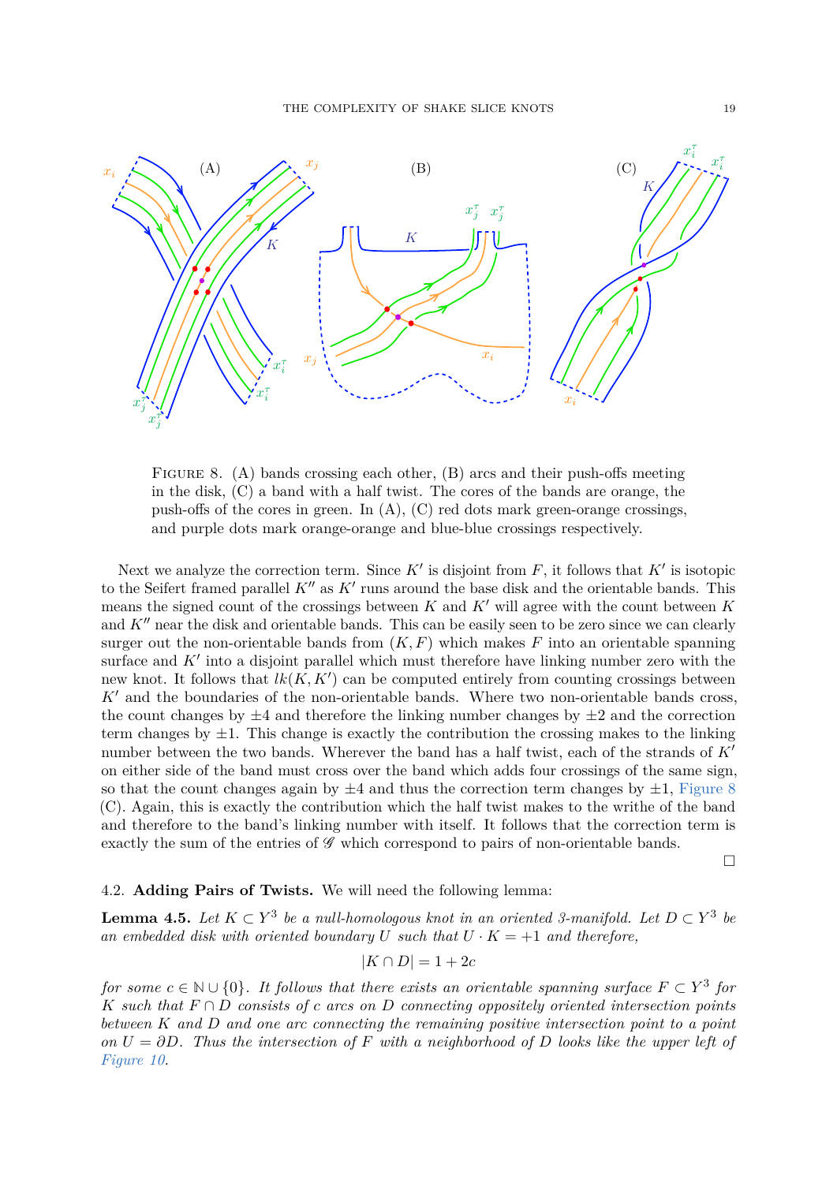FIGURE 8. (A) bands crossing each other, (B) arcs and their push-offs meeting in the disk, (C) a band with a half twist. The cores of the bands are orange, the push-offs of the cores in green. In (A), (C) red dots mark green-orange crossings, and purple dots mark orange-orange and blue-blue crossings respectively.

Next we analyze the correction term. Since $K'$ is disjoint from $F$, it follows that $K'$ is isotopic to the Seifert framed parallel $K''$ as $K'$ runs around the base disk and the orientable bands. This means the signed count of the crossings between $K$ and $K'$ will agree with the count between $K$ and $K''$ near the disk and orientable bands. This can be easily seen to be zero since we can clearly surger out the non-orientable bands from $(K, F)$ which makes $F$ into an orientable spanning surface and $K'$ into a disjoint parallel which must therefore have linking number zero with the new knot. It follows that $lk(K, K')$ can be computed entirely from counting crossings between $K'$ and the boundaries of the non-orientable bands. Where two non-orientable bands cross, the count changes by $\pm 4$ and therefore the linking number changes by $\pm 2$ and the correction term changes by $\pm 1$. This change is exactly the contribution the crossing makes to the linking number between the two bands. Wherever the band has a half twist, each of the strands of $K'$ on either side of the band must cross over the band which adds four crossings of the same sign, so that the count changes again by $\pm 4$ and thus the correction term changes by $\pm 1$, Figure 8 (C). Again, this is exactly the contribution which the half twist makes to the writhe of the band and therefore to the band's linking number with itself. It follows that the correction term is exactly the sum of the entries of $\mathscr{G}$ which correspond to pairs of non-orientable bands.

□

### 4.2. **Adding Pairs of Twists.**

We will need the following lemma:

**Lemma 4.5.** *Let $K \subset Y^3$ be a null-homologous knot in an oriented 3-manifold. Let $D \subset Y^3$ be an embedded disk with oriented boundary $U$ such that $U \cdot K = +1$ and therefore,*

$$|K \cap D| = 1 + 2c$$

*for some $c \in \mathbb{N} \cup \{0\}$. It follows that there exists an orientable spanning surface $F \subset Y^3$ for $K$ such that $F \cap D$ consists of $c$ arcs on $D$ connecting oppositely oriented intersection points between $K$ and $D$ and one arc connecting the remaining positive intersection point to a point on $U = \partial D$. Thus the intersection of $F$ with a neighborhood of $D$ looks like the upper left of Figure 10.*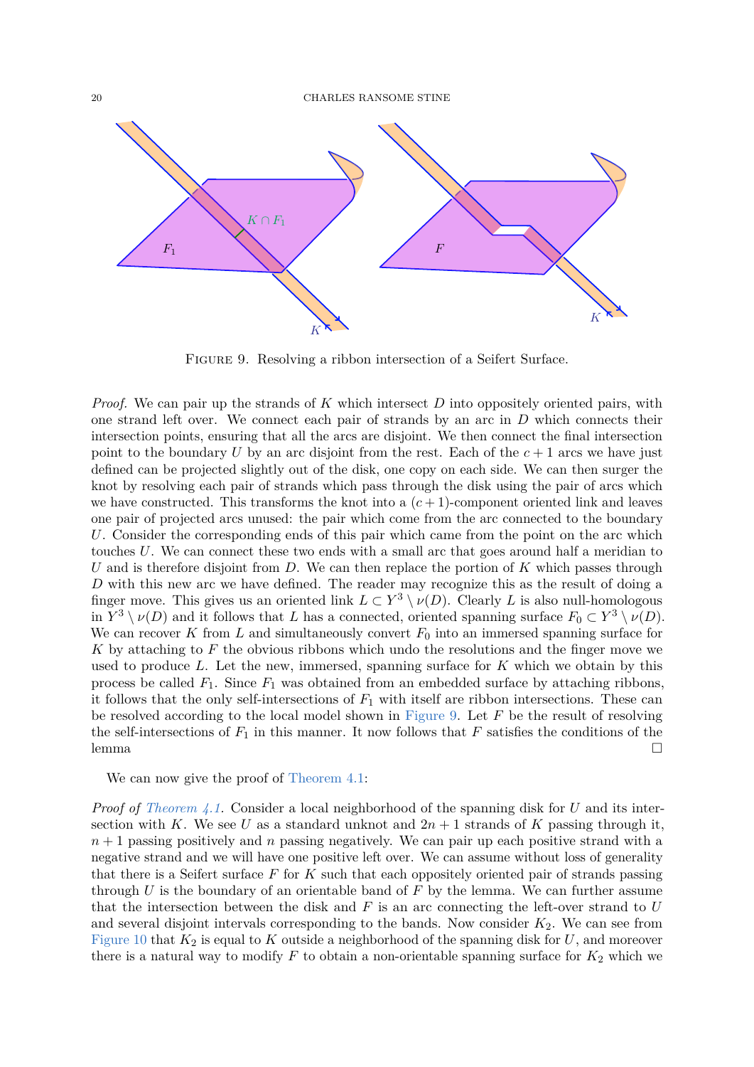FIGURE 9. Resolving a ribbon intersection of a Seifert Surface.

*Proof.* We can pair up the strands of $K$ which intersect $D$ into oppositely oriented pairs, with one strand left over. We connect each pair of strands by an arc in $D$ which connects their intersection points, ensuring that all the arcs are disjoint. We then connect the final intersection point to the boundary $U$ by an arc disjoint from the rest. Each of the $c+1$ arcs we have just defined can be projected slightly out of the disk, one copy on each side. We can then surger the knot by resolving each pair of strands which pass through the disk using the pair of arcs which we have constructed. This transforms the knot into a $(c+1)$-component oriented link and leaves one pair of projected arcs unused: the pair which come from the arc connected to the boundary $U$. Consider the corresponding ends of this pair which came from the point on the arc which touches $U$. We can connect these two ends with a small arc that goes around half a meridian to $U$ and is therefore disjoint from $D$. We can then replace the portion of $K$ which passes through $D$ with this new arc we have defined. The reader may recognize this as the result of doing a finger move. This gives us an oriented link $L \subset Y^3 \setminus \nu(D)$. Clearly $L$ is also null-homologous in $Y^3 \setminus \nu(D)$ and it follows that $L$ has a connected, oriented spanning surface $F_0 \subset Y^3 \setminus \nu(D)$. We can recover $K$ from $L$ and simultaneously convert $F_0$ into an immersed spanning surface for $K$ by attaching to $F$ the obvious ribbons which undo the resolutions and the finger move we used to produce $L$. Let the new, immersed, spanning surface for $K$ which we obtain by this process be called $F_1$. Since $F_1$ was obtained from an embedded surface by attaching ribbons, it follows that the only self-intersections of $F_1$ with itself are ribbon intersections. These can be resolved according to the local model shown in Figure 9. Let $F$ be the result of resolving the self-intersections of $F_1$ in this manner. It now follows that $F$ satisfies the conditions of the lemma □

We can now give the proof of Theorem 4.1:

*Proof of Theorem 4.1.* Consider a local neighborhood of the spanning disk for $U$ and its intersection with $K$. We see $U$ as a standard unknot and $2n+1$ strands of $K$ passing through it, $n+1$ passing positively and $n$ passing negatively. We can pair up each positive strand with a negative strand and we will have one positive left over. We can assume without loss of generality that there is a Seifert surface $F$ for $K$ such that each oppositely oriented pair of strands passing through $U$ is the boundary of an orientable band of $F$ by the lemma. We can further assume that the intersection between the disk and $F$ is an arc connecting the left-over strand to $U$ and several disjoint intervals corresponding to the bands. Now consider $K_2$. We can see from Figure 10 that $K_2$ is equal to $K$ outside a neighborhood of the spanning disk for $U$, and moreover there is a natural way to modify $F$ to obtain a non-orientable spanning surface for $K_2$ which we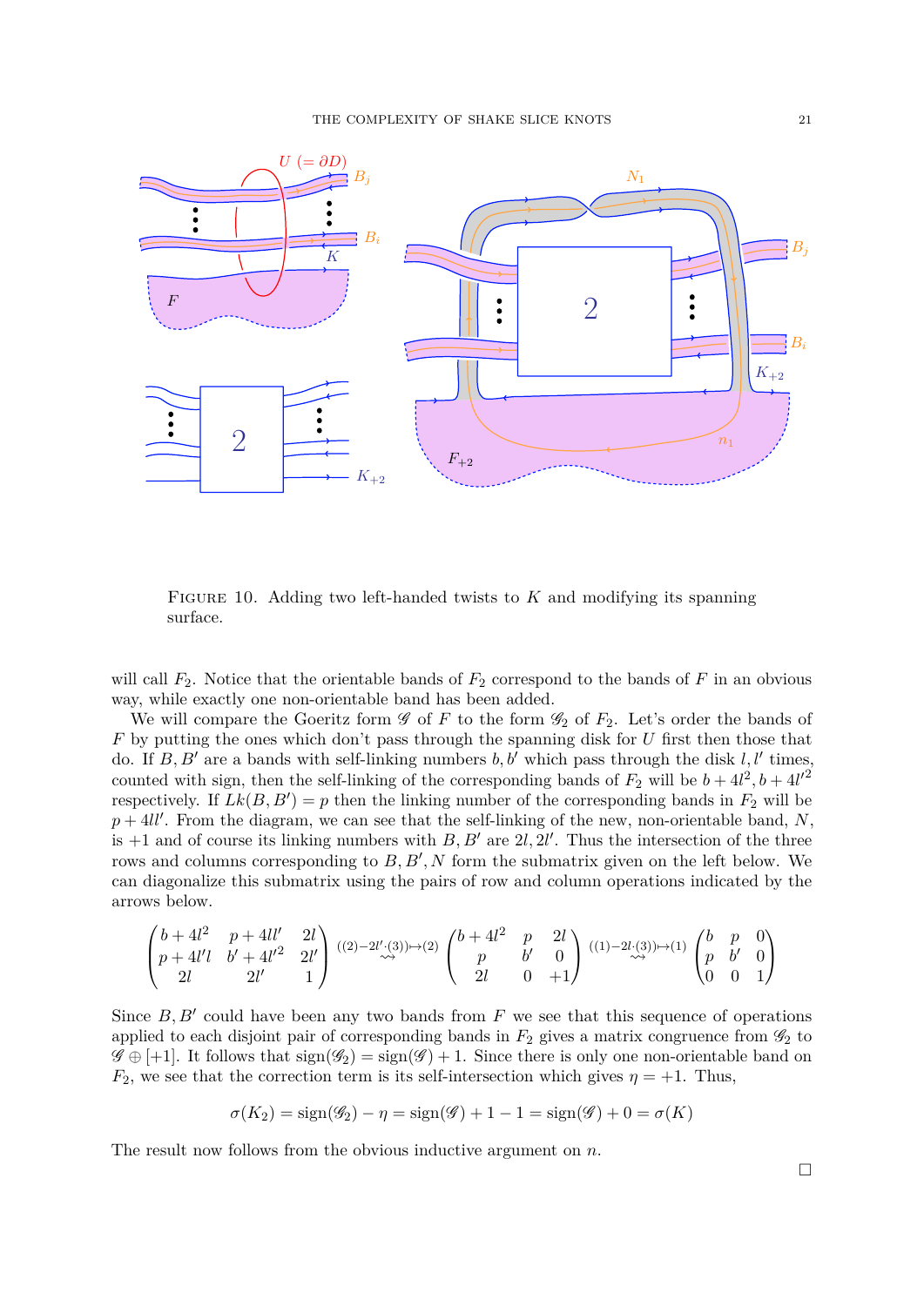Figure 10. Adding two left-handed twists to $K$ and modifying its spanning surface.

will call $F_2$. Notice that the orientable bands of $F_2$ correspond to the bands of $F$ in an obvious way, while exactly one non-orientable band has been added.

We will compare the Goeritz form $\mathscr{G}$ of $F$ to the form $\mathscr{G}_2$ of $F_2$. Let's order the bands of $F$ by putting the ones which don't pass through the spanning disk for $U$ first then those that do. If $B, B'$ are a bands with self-linking numbers $b, b'$ which pass through the disk $l, l'$ times, counted with sign, then the self-linking of the corresponding bands of $F_2$ will be $b + 4l^2, b + 4l'^2$ respectively. If $Lk(B, B') = p$ then the linking number of the corresponding bands in $F_2$ will be $p + 4ll'$. From the diagram, we can see that the self-linking of the new, non-orientable band, $N$, is $+1$ and of course its linking numbers with $B, B'$ are $2l, 2l'$. Thus the intersection of the three rows and columns corresponding to $B, B', N$ form the submatrix given on the left below. We can diagonalize this submatrix using the pairs of row and column operations indicated by the arrows below.

$$\begin{pmatrix} b+4l^2 & p+4ll' & 2l \\ p+4l'l & b'+4l'^2 & 2l' \\ 2l & 2l' & 1 \end{pmatrix} \overset{((2)-2l'\cdot(3))\mapsto(2)}{\rightsquigarrow} \begin{pmatrix} b+4l^2 & p & 2l \\ p & b' & 0 \\ 2l & 0 & +1 \end{pmatrix} \overset{((1)-2l\cdot(3))\mapsto(1)}{\rightsquigarrow} \begin{pmatrix} b & p & 0 \\ p & b' & 0 \\ 0 & 0 & 1 \end{pmatrix}$$

Since $B, B'$ could have been any two bands from $F$ we see that this sequence of operations applied to each disjoint pair of corresponding bands in $F_2$ gives a matrix congruence from $\mathscr{G}_2$ to $\mathscr{G} \oplus [+1]$. It follows that $\operatorname{sign}(\mathscr{G}_2) = \operatorname{sign}(\mathscr{G}) + 1$. Since there is only one non-orientable band on $F_2$, we see that the correction term is its self-intersection which gives $\eta = +1$. Thus,

$$\sigma(K_2) = \operatorname{sign}(\mathscr{G}_2) - \eta = \operatorname{sign}(\mathscr{G}) + 1 - 1 = \operatorname{sign}(\mathscr{G}) + 0 = \sigma(K)$$

The result now follows from the obvious inductive argument on $n$.

∎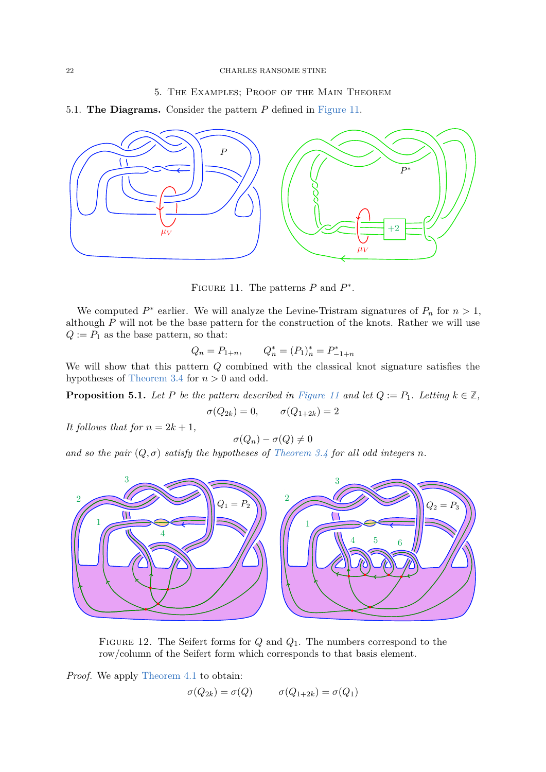## 5. The Examples; Proof of the Main Theorem

### 5.1. The Diagrams.

Consider the pattern $P$ defined in Figure 11.

Figure 11. The patterns $P$ and $P^*$.

We computed $P^*$ earlier. We will analyze the Levine-Tristram signatures of $P_n$ for $n > 1$, although $P$ will not be the base pattern for the construction of the knots. Rather we will use $Q := P_1$ as the base pattern, so that:

$$Q_n = P_{1+n}, \qquad Q_n^* = (P_1)_n^* = P_{-1+n}^*$$

We will show that this pattern $Q$ combined with the classical knot signature satisfies the hypotheses of Theorem 3.4 for $n > 0$ and odd.

**Proposition 5.1.** *Let $P$ be the pattern described in Figure 11 and let $Q := P_1$. Letting $k \in \mathbb{Z}$,*

$$\sigma(Q_{2k}) = 0, \qquad \sigma(Q_{1+2k}) = 2$$

*It follows that for $n = 2k+1$,*

$$\sigma(Q_n) - \sigma(Q) \neq 0$$

*and so the pair $(Q, \sigma)$ satisfy the hypotheses of Theorem 3.4 for all odd integers $n$.*

Figure 12. The Seifert forms for $Q$ and $Q_1$. The numbers correspond to the row/column of the Seifert form which corresponds to that basis element.

*Proof.* We apply Theorem 4.1 to obtain:

$$\sigma(Q_{2k}) = \sigma(Q) \qquad \sigma(Q_{1+2k}) = \sigma(Q_1)$$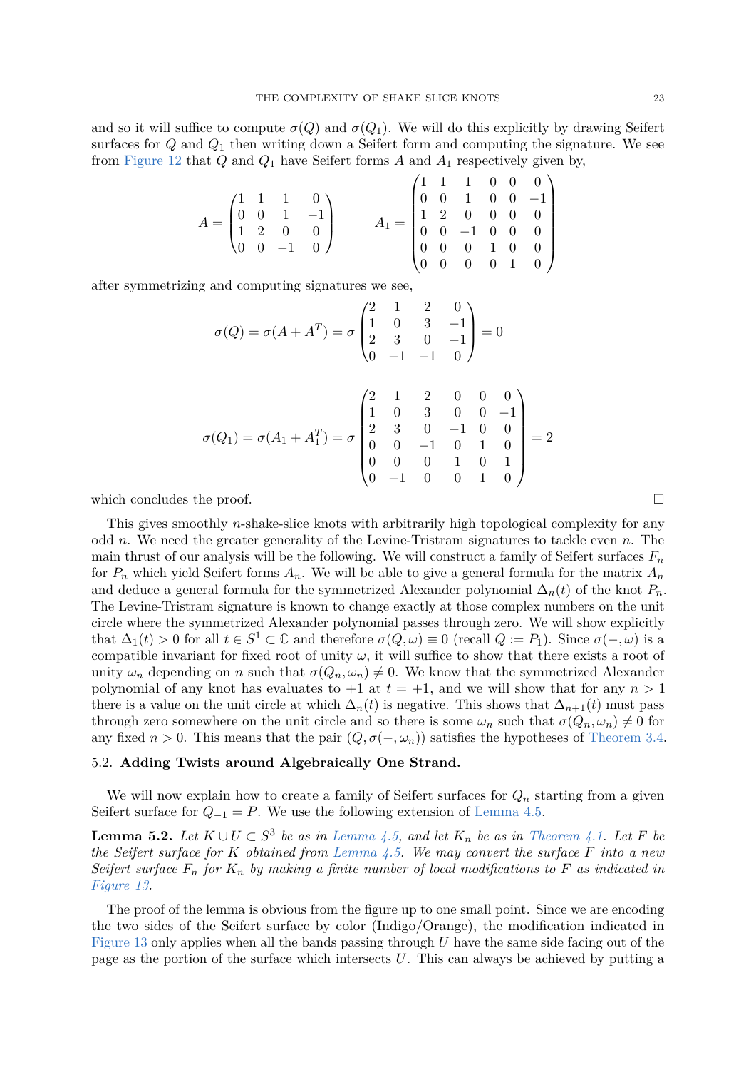and so it will suffice to compute $\sigma(Q)$ and $\sigma(Q_1)$. We will do this explicitly by drawing Seifert surfaces for $Q$ and $Q_1$ then writing down a Seifert form and computing the signature. We see from Figure 12 that $Q$ and $Q_1$ have Seifert forms $A$ and $A_1$ respectively given by,

$$A = \begin{pmatrix} 1 & 1 & 1 & 0 \\ 0 & 0 & 1 & -1 \\ 1 & 2 & 0 & 0 \\ 0 & 0 & -1 & 0 \end{pmatrix} \qquad A_1 = \begin{pmatrix} 1 & 1 & 1 & 0 & 0 & 0 \\ 0 & 0 & 1 & 0 & 0 & -1 \\ 1 & 2 & 0 & 0 & 0 & 0 \\ 0 & 0 & -1 & 0 & 0 & 0 \\ 0 & 0 & 0 & 1 & 0 & 0 \\ 0 & 0 & 0 & 0 & 1 & 0 \end{pmatrix}$$

after symmetrizing and computing signatures we see,

$$\sigma(Q) = \sigma(A + A^T) = \sigma \begin{pmatrix} 2 & 1 & 2 & 0 \\ 1 & 0 & 3 & -1 \\ 2 & 3 & 0 & -1 \\ 0 & -1 & -1 & 0 \end{pmatrix} = 0$$

$$\sigma(Q_1) = \sigma(A_1 + A_1^T) = \sigma \begin{pmatrix} 2 & 1 & 2 & 0 & 0 & 0 \\ 1 & 0 & 3 & 0 & 0 & -1 \\ 2 & 3 & 0 & -1 & 0 & 0 \\ 0 & 0 & -1 & 0 & 1 & 0 \\ 0 & 0 & 0 & 1 & 0 & 1 \\ 0 & -1 & 0 & 0 & 1 & 0 \end{pmatrix} = 2$$

which concludes the proof. ☐

This gives smoothly $n$-shake-slice knots with arbitrarily high topological complexity for any odd $n$. We need the greater generality of the Levine-Tristram signatures to tackle even $n$. The main thrust of our analysis will be the following. We will construct a family of Seifert surfaces $F_n$ for $P_n$ which yield Seifert forms $A_n$. We will be able to give a general formula for the matrix $A_n$ and deduce a general formula for the symmetrized Alexander polynomial $\Delta_n(t)$ of the knot $P_n$. The Levine-Tristram signature is known to change exactly at those complex numbers on the unit circle where the symmetrized Alexander polynomial passes through zero. We will show explicitly that $\Delta_1(t) > 0$ for all $t \in S^1 \subset \mathbb{C}$ and therefore $\sigma(Q, \omega) \equiv 0$ (recall $Q := P_1$). Since $\sigma(-, \omega)$ is a compatible invariant for fixed root of unity $\omega$, it will suffice to show that there exists a root of unity $\omega_n$ depending on $n$ such that $\sigma(Q_n, \omega_n) \neq 0$. We know that the symmetrized Alexander polynomial of any knot has evaluates to $+1$ at $t = +1$, and we will show that for any $n > 1$ there is a value on the unit circle at which $\Delta_n(t)$ is negative. This shows that $\Delta_{n+1}(t)$ must pass through zero somewhere on the unit circle and so there is some $\omega_n$ such that $\sigma(Q_n, \omega_n) \neq 0$ for any fixed $n > 0$. This means that the pair $(Q, \sigma(-, \omega_n))$ satisfies the hypotheses of Theorem 3.4.

## 5.2. Adding Twists around Algebraically One Strand.

We will now explain how to create a family of Seifert surfaces for $Q_n$ starting from a given Seifert surface for $Q_{-1} = P$. We use the following extension of Lemma 4.5.

**Lemma 5.2.** *Let $K \cup U \subset S^3$ be as in Lemma 4.5, and let $K_n$ be as in Theorem 4.1. Let $F$ be the Seifert surface for $K$ obtained from Lemma 4.5. We may convert the surface $F$ into a new Seifert surface $F_n$ for $K_n$ by making a finite number of local modifications to $F$ as indicated in Figure 13.*

The proof of the lemma is obvious from the figure up to one small point. Since we are encoding the two sides of the Seifert surface by color (Indigo/Orange), the modification indicated in Figure 13 only applies when all the bands passing through $U$ have the same side facing out of the page as the portion of the surface which intersects $U$. This can always be achieved by putting a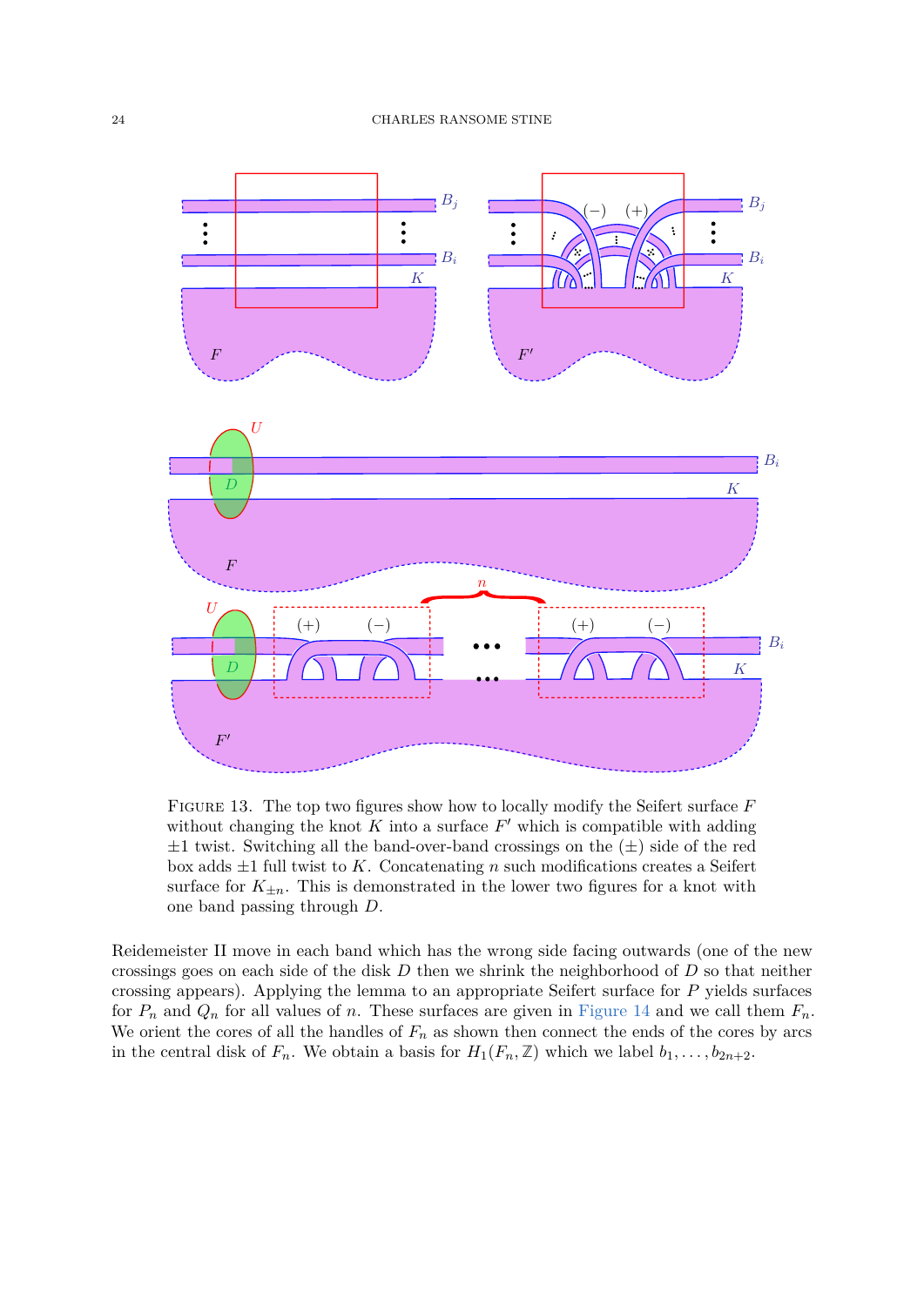FIGURE 13. The top two figures show how to locally modify the Seifert surface $F$ without changing the knot $K$ into a surface $F'$ which is compatible with adding $\pm 1$ twist. Switching all the band-over-band crossings on the $(\pm)$ side of the red box adds $\pm 1$ full twist to $K$. Concatenating $n$ such modifications creates a Seifert surface for $K_{\pm n}$. This is demonstrated in the lower two figures for a knot with one band passing through $D$.

Reidemeister II move in each band which has the wrong side facing outwards (one of the new crossings goes on each side of the disk $D$ then we shrink the neighborhood of $D$ so that neither crossing appears). Applying the lemma to an appropriate Seifert surface for $P$ yields surfaces for $P_n$ and $Q_n$ for all values of $n$. These surfaces are given in Figure 14 and we call them $F_n$. We orient the cores of all the handles of $F_n$ as shown then connect the ends of the cores by arcs in the central disk of $F_n$. We obtain a basis for $H_1(F_n, \mathbb{Z})$ which we label $b_1, \ldots, b_{2n+2}$.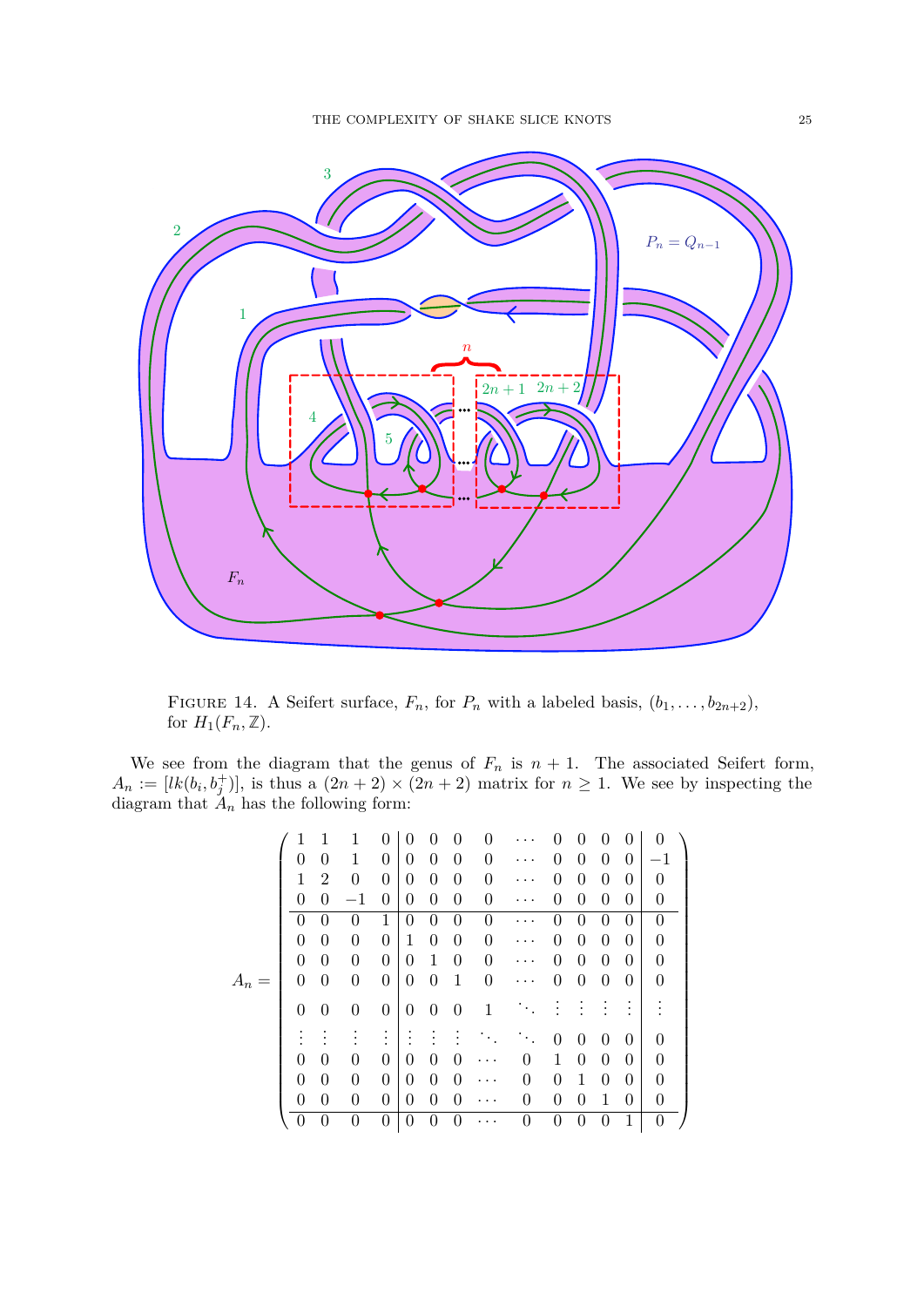FIGURE 14. A Seifert surface, $F_n$, for $P_n$ with a labeled basis, $(b_1, \ldots, b_{2n+2})$, for $H_1(F_n, \mathbb{Z})$.

We see from the diagram that the genus of $F_n$ is $n+1$. The associated Seifert form, $A_n := [lk(b_i, b_j^+)]$, is thus a $(2n+2) \times (2n+2)$ matrix for $n \geq 1$. We see by inspecting the diagram that $A_n$ has the following form:

$$
A_n = \left(\begin{array}{cccc|cccccccccc|c}
1 & 1 & 1 & 0 & 0 & 0 & 0 & 0 & \cdots & 0 & 0 & 0 & 0 & 0 \\
0 & 0 & 1 & 0 & 0 & 0 & 0 & 0 & \cdots & 0 & 0 & 0 & 0 & -1 \\
1 & 2 & 0 & 0 & 0 & 0 & 0 & 0 & \cdots & 0 & 0 & 0 & 0 & 0 \\
0 & 0 & -1 & 0 & 0 & 0 & 0 & 0 & \cdots & 0 & 0 & 0 & 0 & 0 \\
\hline
0 & 0 & 0 & 1 & 0 & 0 & 0 & 0 & \cdots & 0 & 0 & 0 & 0 & 0 \\
0 & 0 & 0 & 0 & 1 & 0 & 0 & 0 & \cdots & 0 & 0 & 0 & 0 & 0 \\
0 & 0 & 0 & 0 & 0 & 1 & 0 & 0 & \cdots & 0 & 0 & 0 & 0 & 0 \\
0 & 0 & 0 & 0 & 0 & 0 & 1 & 0 & \cdots & 0 & 0 & 0 & 0 & 0 \\
0 & 0 & 0 & 0 & 0 & 0 & 0 & 1 & \ddots & \vdots & \vdots & \vdots & \vdots & \vdots \\
\vdots & \vdots & \vdots & \vdots & \vdots & \vdots & \vdots & \ddots & \ddots & 0 & 0 & 0 & 0 & 0 \\
0 & 0 & 0 & 0 & 0 & 0 & 0 & \cdots & 0 & 1 & 0 & 0 & 0 & 0 \\
0 & 0 & 0 & 0 & 0 & 0 & 0 & \cdots & 0 & 0 & 1 & 0 & 0 & 0 \\
0 & 0 & 0 & 0 & 0 & 0 & 0 & \cdots & 0 & 0 & 0 & 1 & 0 & 0 \\
\hline
0 & 0 & 0 & 0 & 0 & 0 & 0 & \cdots & 0 & 0 & 0 & 0 & 1 & 0
\end{array}\right)
$$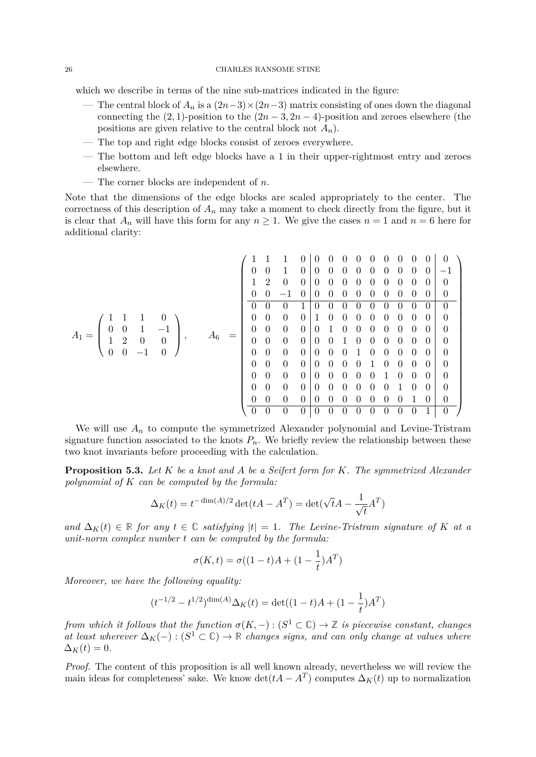which we describe in terms of the nine sub-matrices indicated in the figure:

- The central block of $A_n$ is a $(2n-3)\times(2n-3)$ matrix consisting of ones down the diagonal connecting the $(2,1)$-position to the $(2n-3, 2n-4)$-position and zeroes elsewhere (the positions are given relative to the central block not $A_n$).
- The top and right edge blocks consist of zeroes everywhere.
- The bottom and left edge blocks have a 1 in their upper-rightmost entry and zeroes elsewhere.
- The corner blocks are independent of $n$.

Note that the dimensions of the edge blocks are scaled appropriately to the center. The correctness of this description of $A_n$ may take a moment to check directly from the figure, but it is clear that $A_n$ will have this form for any $n \geq 1$. We give the cases $n = 1$ and $n = 6$ here for additional clarity:

$$
A_1 = \begin{pmatrix} 1 & 1 & 1 & 0 \\ 0 & 0 & 1 & -1 \\ 1 & 2 & 0 & 0 \\ 0 & 0 & -1 & 0 \end{pmatrix}, \qquad A_6 = \left(\begin{array}{cccc|ccccccccc|c}
1 & 1 & 1 & 0 & 0 & 0 & 0 & 0 & 0 & 0 & 0 & 0 & 0 & 0 \\
0 & 0 & 1 & 0 & 0 & 0 & 0 & 0 & 0 & 0 & 0 & 0 & 0 & -1 \\
1 & 2 & 0 & 0 & 0 & 0 & 0 & 0 & 0 & 0 & 0 & 0 & 0 & 0 \\
0 & 0 & -1 & 0 & 0 & 0 & 0 & 0 & 0 & 0 & 0 & 0 & 0 & 0 \\
\hline
0 & 0 & 0 & 1 & 0 & 0 & 0 & 0 & 0 & 0 & 0 & 0 & 0 & 0 \\
0 & 0 & 0 & 0 & 1 & 0 & 0 & 0 & 0 & 0 & 0 & 0 & 0 & 0 \\
0 & 0 & 0 & 0 & 0 & 1 & 0 & 0 & 0 & 0 & 0 & 0 & 0 & 0 \\
0 & 0 & 0 & 0 & 0 & 0 & 1 & 0 & 0 & 0 & 0 & 0 & 0 & 0 \\
0 & 0 & 0 & 0 & 0 & 0 & 0 & 1 & 0 & 0 & 0 & 0 & 0 & 0 \\
0 & 0 & 0 & 0 & 0 & 0 & 0 & 0 & 1 & 0 & 0 & 0 & 0 & 0 \\
0 & 0 & 0 & 0 & 0 & 0 & 0 & 0 & 0 & 1 & 0 & 0 & 0 & 0 \\
0 & 0 & 0 & 0 & 0 & 0 & 0 & 0 & 0 & 0 & 1 & 0 & 0 & 0 \\
0 & 0 & 0 & 0 & 0 & 0 & 0 & 0 & 0 & 0 & 0 & 1 & 0 & 0 \\
\hline
0 & 0 & 0 & 0 & 0 & 0 & 0 & 0 & 0 & 0 & 0 & 0 & 1 & 0
\end{array}\right)
$$

We will use $A_n$ to compute the symmetrized Alexander polynomial and Levine-Tristram signature function associated to the knots $P_n$. We briefly review the relationship between these two knot invariants before proceeding with the calculation.

**Proposition 5.3.** *Let $K$ be a knot and $A$ be a Seifert form for $K$. The symmetrized Alexander polynomial of $K$ can be computed by the formula:*

$$\Delta_K(t) = t^{-\dim(A)/2}\det(tA - A^T) = \det(\sqrt{t}A - \frac{1}{\sqrt{t}}A^T)$$

*and $\Delta_K(t) \in \mathbb{R}$ for any $t \in \mathbb{C}$ satisfying $|t| = 1$. The Levine-Tristram signature of $K$ at a unit-norm complex number $t$ can be computed by the formula:*

$$\sigma(K,t) = \sigma((1-t)A + (1-\frac{1}{t})A^T)$$

*Moreover, we have the following equality:*

$$(t^{-1/2} - t^{1/2})^{\dim(A)}\Delta_K(t) = \det((1-t)A + (1-\frac{1}{t})A^T)$$

*from which it follows that the function $\sigma(K,-) : (S^1 \subset \mathbb{C}) \to \mathbb{Z}$ is piecewise constant, changes at least wherever $\Delta_K(-) : (S^1 \subset \mathbb{C}) \to \mathbb{R}$ changes signs, and can only change at values where $\Delta_K(t) = 0$.*

*Proof.* The content of this proposition is all well known already, nevertheless we will review the main ideas for completeness' sake. We know $\det(tA - A^T)$ computes $\Delta_K(t)$ up to normalization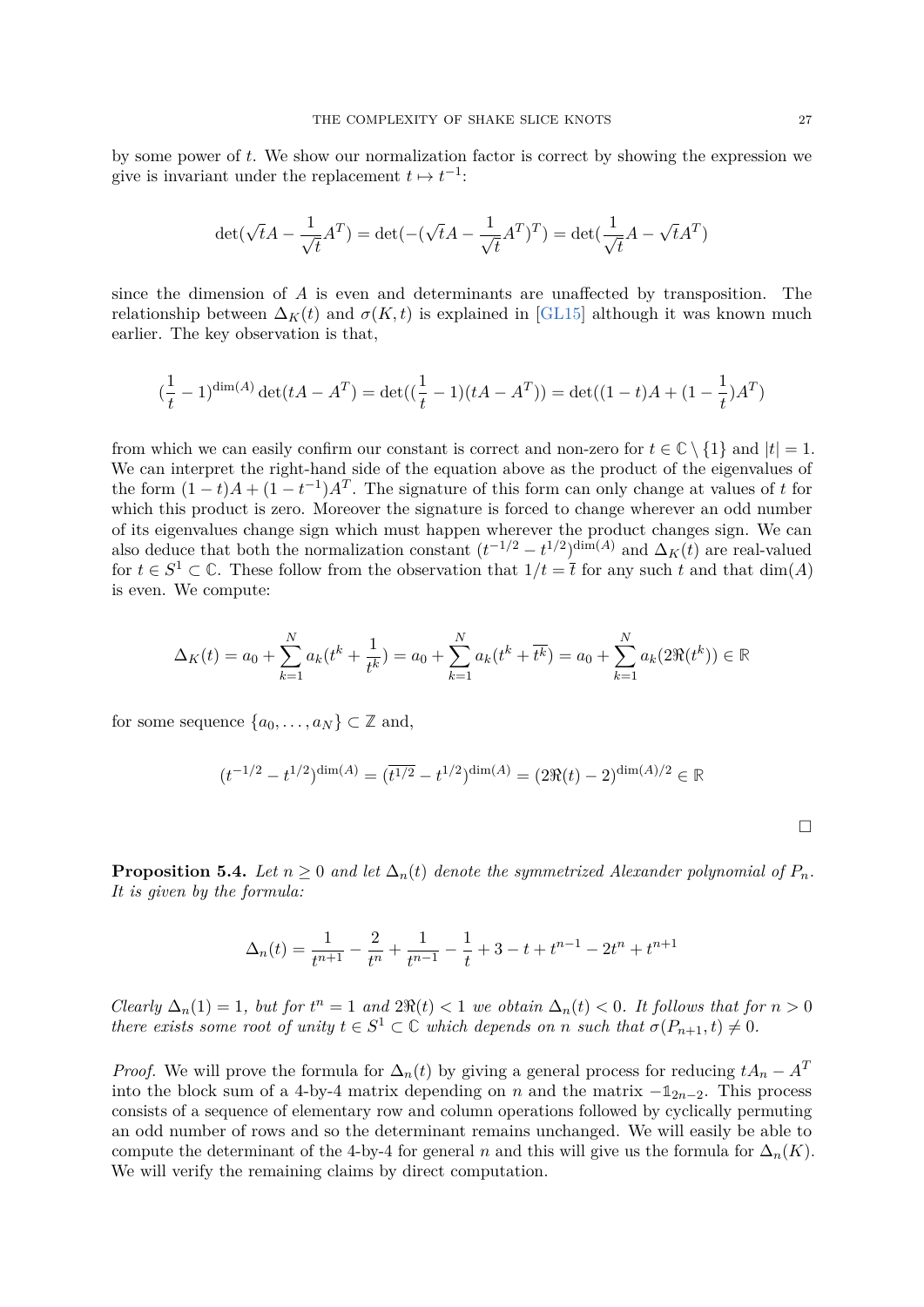by some power of $t$. We show our normalization factor is correct by showing the expression we give is invariant under the replacement $t \mapsto t^{-1}$:

$$\det(\sqrt{t}A - \frac{1}{\sqrt{t}}A^T) = \det(-(\sqrt{t}A - \frac{1}{\sqrt{t}}A^T)^T) = \det(\frac{1}{\sqrt{t}}A - \sqrt{t}A^T)$$

since the dimension of $A$ is even and determinants are unaffected by transposition. The relationship between $\Delta_K(t)$ and $\sigma(K,t)$ is explained in [GL15] although it was known much earlier. The key observation is that,

$$(\frac{1}{t} - 1)^{\dim(A)} \det(tA - A^T) = \det((\frac{1}{t} - 1)(tA - A^T)) = \det((1-t)A + (1 - \frac{1}{t})A^T)$$

from which we can easily confirm our constant is correct and non-zero for $t \in \mathbb{C} \setminus \{1\}$ and $|t| = 1$. We can interpret the right-hand side of the equation above as the product of the eigenvalues of the form $(1-t)A + (1-t^{-1})A^T$. The signature of this form can only change at values of $t$ for which this product is zero. Moreover the signature is forced to change wherever an odd number of its eigenvalues change sign which must happen wherever the product changes sign. We can also deduce that both the normalization constant $(t^{-1/2} - t^{1/2})^{\dim(A)}$ and $\Delta_K(t)$ are real-valued for $t \in S^1 \subset \mathbb{C}$. These follow from the observation that $1/t = \overline{t}$ for any such $t$ and that $\dim(A)$ is even. We compute:

$$\Delta_K(t) = a_0 + \sum_{k=1}^{N} a_k(t^k + \frac{1}{t^k}) = a_0 + \sum_{k=1}^{N} a_k(t^k + \overline{t^k}) = a_0 + \sum_{k=1}^{N} a_k(2\Re(t^k)) \in \mathbb{R}$$

for some sequence $\{a_0, \ldots, a_N\} \subset \mathbb{Z}$ and,

$$(t^{-1/2} - t^{1/2})^{\dim(A)} = (\overline{t^{1/2}} - t^{1/2})^{\dim(A)} = (2\Re(t) - 2)^{\dim(A)/2} \in \mathbb{R}$$

□

**Proposition 5.4.** *Let $n \geq 0$ and let $\Delta_n(t)$ denote the symmetrized Alexander polynomial of $P_n$. It is given by the formula:*

$$\Delta_n(t) = \frac{1}{t^{n+1}} - \frac{2}{t^n} + \frac{1}{t^{n-1}} - \frac{1}{t} + 3 - t + t^{n-1} - 2t^n + t^{n+1}$$

*Clearly $\Delta_n(1) = 1$, but for $t^n = 1$ and $2\Re(t) < 1$ we obtain $\Delta_n(t) < 0$. It follows that for $n > 0$ there exists some root of unity $t \in S^1 \subset \mathbb{C}$ which depends on $n$ such that $\sigma(P_{n+1}, t) \neq 0$.*

*Proof.* We will prove the formula for $\Delta_n(t)$ by giving a general process for reducing $tA_n - A^T$ into the block sum of a 4-by-4 matrix depending on $n$ and the matrix $-\mathbb{1}_{2n-2}$. This process consists of a sequence of elementary row and column operations followed by cyclically permuting an odd number of rows and so the determinant remains unchanged. We will easily be able to compute the determinant of the 4-by-4 for general $n$ and this will give us the formula for $\Delta_n(K)$. We will verify the remaining claims by direct computation.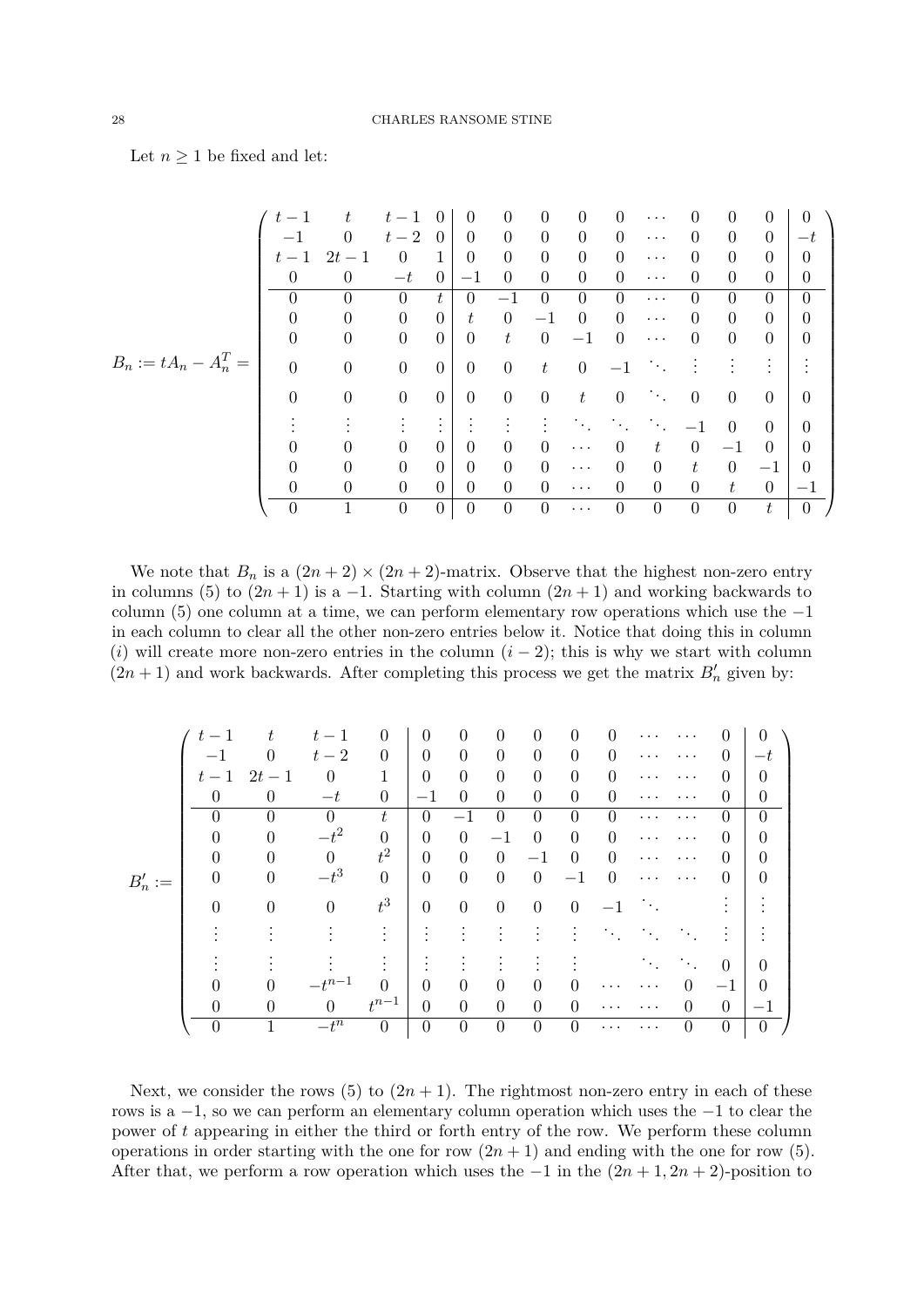Let $n \geq 1$ be fixed and let:

$$
B_n := tA_n - A_n^T = \left(\begin{array}{cccc|ccccccccc|c}
t-1 & t & t-1 & 0 & 0 & 0 & 0 & 0 & 0 & \cdots & 0 & 0 & 0 & 0 \\
-1 & 0 & t-2 & 0 & 0 & 0 & 0 & 0 & 0 & \cdots & 0 & 0 & 0 & -t \\
t-1 & 2t-1 & 0 & 1 & 0 & 0 & 0 & 0 & 0 & \cdots & 0 & 0 & 0 & 0 \\
0 & 0 & -t & 0 & -1 & 0 & 0 & 0 & 0 & \cdots & 0 & 0 & 0 & 0 \\
\hline
0 & 0 & 0 & t & 0 & -1 & 0 & 0 & 0 & \cdots & 0 & 0 & 0 & 0 \\
0 & 0 & 0 & 0 & t & 0 & -1 & 0 & 0 & \cdots & 0 & 0 & 0 & 0 \\
0 & 0 & 0 & 0 & 0 & t & 0 & -1 & 0 & \cdots & 0 & 0 & 0 & 0 \\
0 & 0 & 0 & 0 & 0 & 0 & t & 0 & -1 & \ddots & \vdots & \vdots & \vdots & \vdots \\
0 & 0 & 0 & 0 & 0 & 0 & 0 & t & 0 & \ddots & 0 & 0 & 0 & 0 \\
\vdots & \vdots & \vdots & \vdots & \vdots & \vdots & \vdots & \ddots & \ddots & \ddots & -1 & 0 & 0 & 0 \\
0 & 0 & 0 & 0 & 0 & 0 & 0 & \cdots & 0 & t & 0 & -1 & 0 & 0 \\
0 & 0 & 0 & 0 & 0 & 0 & 0 & \cdots & 0 & 0 & t & 0 & -1 & 0 \\
0 & 0 & 0 & 0 & 0 & 0 & 0 & \cdots & 0 & 0 & 0 & t & 0 & -1 \\
\hline
0 & 1 & 0 & 0 & 0 & 0 & 0 & \cdots & 0 & 0 & 0 & 0 & t & 0
\end{array}\right)
$$

We note that $B_n$ is a $(2n+2) \times (2n+2)$-matrix. Observe that the highest non-zero entry in columns (5) to $(2n+1)$ is a $-1$. Starting with column $(2n+1)$ and working backwards to column (5) one column at a time, we can perform elementary row operations which use the $-1$ in each column to clear all the other non-zero entries below it. Notice that doing this in column $(i)$ will create more non-zero entries in the column $(i-2)$; this is why we start with column $(2n+1)$ and work backwards. After completing this process we get the matrix $B_n'$ given by:

$$
B_n' := \left(\begin{array}{cccc|cccccccccc|c}
t-1 & t & t-1 & 0 & 0 & 0 & 0 & 0 & 0 & 0 & \cdots & \cdots & 0 & 0 \\
-1 & 0 & t-2 & 0 & 0 & 0 & 0 & 0 & 0 & 0 & \cdots & \cdots & 0 & -t \\
t-1 & 2t-1 & 0 & 1 & 0 & 0 & 0 & 0 & 0 & 0 & \cdots & \cdots & 0 & 0 \\
0 & 0 & -t & 0 & -1 & 0 & 0 & 0 & 0 & 0 & \cdots & \cdots & 0 & 0 \\
\hline
0 & 0 & 0 & t & 0 & -1 & 0 & 0 & 0 & 0 & \cdots & \cdots & 0 & 0 \\
0 & 0 & -t^2 & 0 & 0 & 0 & -1 & 0 & 0 & 0 & \cdots & \cdots & 0 & 0 \\
0 & 0 & 0 & t^2 & 0 & 0 & 0 & -1 & 0 & 0 & \cdots & \cdots & 0 & 0 \\
0 & 0 & -t^3 & 0 & 0 & 0 & 0 & 0 & -1 & 0 & \cdots & \cdots & 0 & 0 \\
0 & 0 & 0 & t^3 & 0 & 0 & 0 & 0 & 0 & -1 & \ddots & & \vdots & \vdots \\
\vdots & \vdots & \vdots & \vdots & \vdots & \vdots & \vdots & \vdots & \vdots & \ddots & \ddots & \ddots & \vdots & \vdots \\
\vdots & \vdots & \vdots & \vdots & \vdots & \vdots & \vdots & \vdots & \vdots & & \ddots & \ddots & 0 & 0 \\
0 & 0 & -t^{n-1} & 0 & 0 & 0 & 0 & 0 & 0 & \cdots & \cdots & 0 & -1 & 0 \\
0 & 0 & 0 & t^{n-1} & 0 & 0 & 0 & 0 & 0 & \cdots & \cdots & 0 & 0 & -1 \\
\hline
0 & 1 & -t^n & 0 & 0 & 0 & 0 & 0 & 0 & \cdots & \cdots & 0 & 0 & 0
\end{array}\right)
$$

Next, we consider the rows (5) to $(2n+1)$. The rightmost non-zero entry in each of these rows is a $-1$, so we can perform an elementary column operation which uses the $-1$ to clear the power of $t$ appearing in either the third or forth entry of the row. We perform these column operations in order starting with the one for row $(2n+1)$ and ending with the one for row (5). After that, we perform a row operation which uses the $-1$ in the $(2n+1, 2n+2)$-position to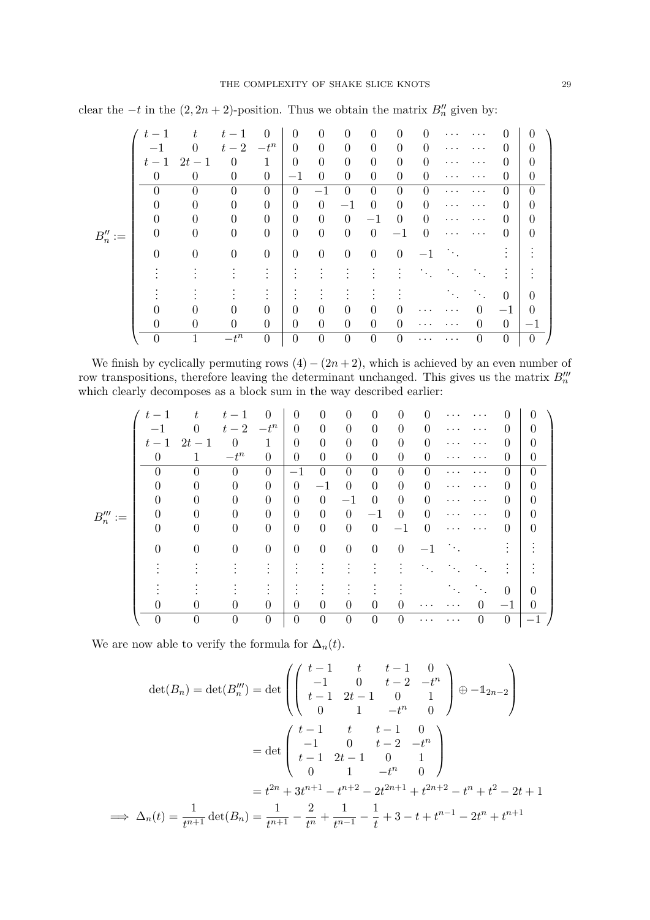clear the $-t$ in the $(2, 2n+2)$-position. Thus we obtain the matrix $B_n''$ given by:

$$
B_n'' := \left(\begin{array}{cccc|cccccccccc|c}
t-1 & t & t-1 & 0 & 0 & 0 & 0 & 0 & 0 & 0 & \cdots & \cdots & 0 & 0 \\
-1 & 0 & t-2 & -t^n & 0 & 0 & 0 & 0 & 0 & 0 & \cdots & \cdots & 0 & 0 \\
t-1 & 2t-1 & 0 & 1 & 0 & 0 & 0 & 0 & 0 & 0 & \cdots & \cdots & 0 & 0 \\
0 & 0 & 0 & 0 & -1 & 0 & 0 & 0 & 0 & 0 & \cdots & \cdots & 0 & 0 \\
\hline
0 & 0 & 0 & 0 & 0 & -1 & 0 & 0 & 0 & 0 & \cdots & \cdots & 0 & 0 \\
0 & 0 & 0 & 0 & 0 & 0 & -1 & 0 & 0 & 0 & \cdots & \cdots & 0 & 0 \\
0 & 0 & 0 & 0 & 0 & 0 & 0 & -1 & 0 & 0 & \cdots & \cdots & 0 & 0 \\
0 & 0 & 0 & 0 & 0 & 0 & 0 & 0 & -1 & 0 & \cdots & \cdots & 0 & 0 \\
0 & 0 & 0 & 0 & 0 & 0 & 0 & 0 & 0 & -1 & \ddots & & \vdots & \vdots \\
\vdots & \vdots & \vdots & \vdots & \vdots & \vdots & \vdots & \vdots & \vdots & \ddots & \ddots & \ddots & \vdots & \vdots \\
\vdots & \vdots & \vdots & \vdots & \vdots & \vdots & \vdots & \vdots & \vdots & & \ddots & \ddots & 0 & 0 \\
0 & 0 & 0 & 0 & 0 & 0 & 0 & 0 & 0 & \cdots & \cdots & 0 & -1 & 0 \\
0 & 0 & 0 & 0 & 0 & 0 & 0 & 0 & 0 & \cdots & \cdots & 0 & 0 & -1 \\
\hline
0 & 1 & -t^n & 0 & 0 & 0 & 0 & 0 & 0 & \cdots & \cdots & 0 & 0 & 0
\end{array}\right)
$$

We finish by cyclically permuting rows $(4) - (2n+2)$, which is achieved by an even number of row transpositions, therefore leaving the determinant unchanged. This gives us the matrix $B_n'''$ which clearly decomposes as a block sum in the way described earlier:

$$
B_n''' := \left(\begin{array}{cccc|cccccccccc|c}
t-1 & t & t-1 & 0 & 0 & 0 & 0 & 0 & 0 & 0 & \cdots & \cdots & 0 & 0 \\
-1 & 0 & t-2 & -t^n & 0 & 0 & 0 & 0 & 0 & 0 & \cdots & \cdots & 0 & 0 \\
t-1 & 2t-1 & 0 & 1 & 0 & 0 & 0 & 0 & 0 & 0 & \cdots & \cdots & 0 & 0 \\
0 & 1 & -t^n & 0 & 0 & 0 & 0 & 0 & 0 & 0 & \cdots & \cdots & 0 & 0 \\
\hline
0 & 0 & 0 & 0 & -1 & 0 & 0 & 0 & 0 & 0 & \cdots & \cdots & 0 & 0 \\
0 & 0 & 0 & 0 & 0 & -1 & 0 & 0 & 0 & 0 & \cdots & \cdots & 0 & 0 \\
0 & 0 & 0 & 0 & 0 & 0 & -1 & 0 & 0 & 0 & \cdots & \cdots & 0 & 0 \\
0 & 0 & 0 & 0 & 0 & 0 & 0 & -1 & 0 & 0 & \cdots & \cdots & 0 & 0 \\
0 & 0 & 0 & 0 & 0 & 0 & 0 & 0 & -1 & 0 & \cdots & \cdots & 0 & 0 \\
0 & 0 & 0 & 0 & 0 & 0 & 0 & 0 & 0 & -1 & \ddots & & \vdots & \vdots \\
\vdots & \vdots & \vdots & \vdots & \vdots & \vdots & \vdots & \vdots & \vdots & \ddots & \ddots & \ddots & \vdots & \vdots \\
\vdots & \vdots & \vdots & \vdots & \vdots & \vdots & \vdots & \vdots & \vdots & & \ddots & \ddots & 0 & 0 \\
0 & 0 & 0 & 0 & 0 & 0 & 0 & 0 & 0 & \cdots & \cdots & 0 & -1 & 0 \\
\hline
0 & 0 & 0 & 0 & 0 & 0 & 0 & 0 & 0 & \cdots & \cdots & 0 & 0 & -1
\end{array}\right)
$$

We are now able to verify the formula for $\Delta_n(t)$.

$$
\begin{aligned}
\det(B_n) = \det(B_n''') &= \det\left(\begin{pmatrix} t-1 & t & t-1 & 0 \\ -1 & 0 & t-2 & -t^n \\ t-1 & 2t-1 & 0 & 1 \\ 0 & 1 & -t^n & 0 \end{pmatrix} \oplus -\mathbb{1}_{2n-2}\right) \\
&= \det\begin{pmatrix} t-1 & t & t-1 & 0 \\ -1 & 0 & t-2 & -t^n \\ t-1 & 2t-1 & 0 & 1 \\ 0 & 1 & -t^n & 0 \end{pmatrix} \\
&= t^{2n} + 3t^{n+1} - t^{n+2} - 2t^{2n+1} + t^{2n+2} - t^n + t^2 - 2t + 1 \\
\implies \Delta_n(t) = \frac{1}{t^{n+1}}\det(B_n) &= \frac{1}{t^{n+1}} - \frac{2}{t^n} + \frac{1}{t^{n-1}} - \frac{1}{t} + 3 - t + t^{n-1} - 2t^n + t^{n+1}
\end{aligned}
$$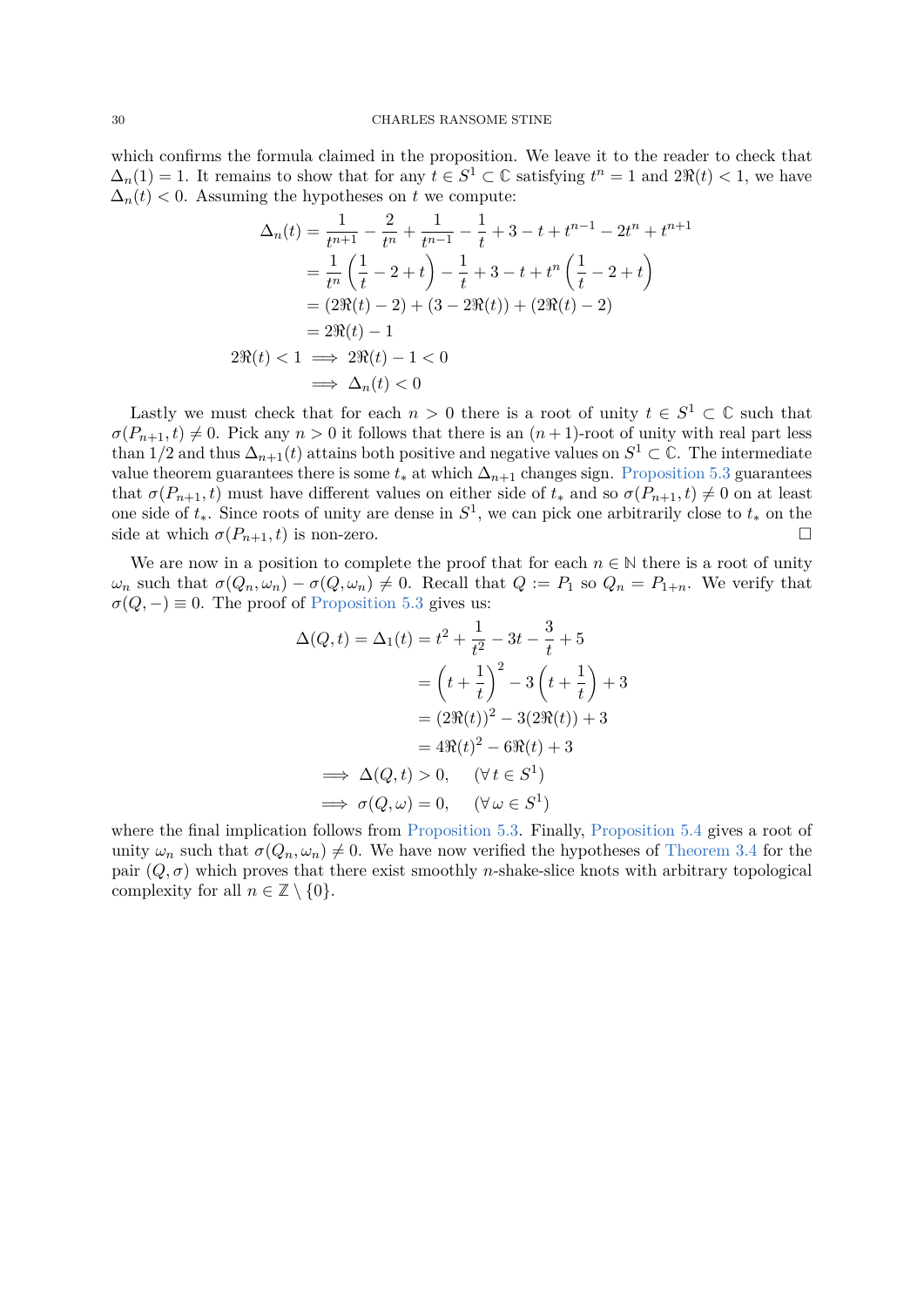which confirms the formula claimed in the proposition. We leave it to the reader to check that $\Delta_n(1) = 1$. It remains to show that for any $t \in S^1 \subset \mathbb{C}$ satisfying $t^n = 1$ and $2\Re(t) < 1$, we have $\Delta_n(t) < 0$. Assuming the hypotheses on $t$ we compute:

$$
\begin{aligned}
\Delta_n(t) &= \frac{1}{t^{n+1}} - \frac{2}{t^n} + \frac{1}{t^{n-1}} - \frac{1}{t} + 3 - t + t^{n-1} - 2t^n + t^{n+1} \\
&= \frac{1}{t^n}\left(\frac{1}{t} - 2 + t\right) - \frac{1}{t} + 3 - t + t^n\left(\frac{1}{t} - 2 + t\right) \\
&= (2\Re(t) - 2) + (3 - 2\Re(t)) + (2\Re(t) - 2) \\
&= 2\Re(t) - 1 \\
2\Re(t) < 1 &\implies 2\Re(t) - 1 < 0 \\
&\implies \Delta_n(t) < 0
\end{aligned}
$$

Lastly we must check that for each $n > 0$ there is a root of unity $t \in S^1 \subset \mathbb{C}$ such that $\sigma(P_{n+1}, t) \neq 0$. Pick any $n > 0$ it follows that there is an $(n+1)$-root of unity with real part less than $1/2$ and thus $\Delta_{n+1}(t)$ attains both positive and negative values on $S^1 \subset \mathbb{C}$. The intermediate value theorem guarantees there is some $t_*$ at which $\Delta_{n+1}$ changes sign. Proposition 5.3 guarantees that $\sigma(P_{n+1}, t)$ must have different values on either side of $t_*$ and so $\sigma(P_{n+1}, t) \neq 0$ on at least one side of $t_*$. Since roots of unity are dense in $S^1$, we can pick one arbitrarily close to $t_*$ on the side at which $\sigma(P_{n+1}, t)$ is non-zero. ☐

We are now in a position to complete the proof that for each $n \in \mathbb{N}$ there is a root of unity $\omega_n$ such that $\sigma(Q_n, \omega_n) - \sigma(Q, \omega_n) \neq 0$. Recall that $Q := P_1$ so $Q_n = P_{1+n}$. We verify that $\sigma(Q, -) \equiv 0$. The proof of Proposition 5.3 gives us:

$$
\begin{aligned}
\Delta(Q, t) = \Delta_1(t) &= t^2 + \frac{1}{t^2} - 3t - \frac{3}{t} + 5 \\
&= \left(t + \frac{1}{t}\right)^2 - 3\left(t + \frac{1}{t}\right) + 3 \\
&= (2\Re(t))^2 - 3(2\Re(t)) + 3 \\
&= 4\Re(t)^2 - 6\Re(t) + 3 \\
\implies \Delta(Q, t) &> 0, \qquad (\forall\, t \in S^1) \\
\implies \sigma(Q, \omega) &= 0, \qquad (\forall\, \omega \in S^1)
\end{aligned}
$$

where the final implication follows from Proposition 5.3. Finally, Proposition 5.4 gives a root of unity $\omega_n$ such that $\sigma(Q_n, \omega_n) \neq 0$. We have now verified the hypotheses of Theorem 3.4 for the pair $(Q, \sigma)$ which proves that there exist smoothly $n$-shake-slice knots with arbitrary topological complexity for all $n \in \mathbb{Z} \setminus \{0\}$.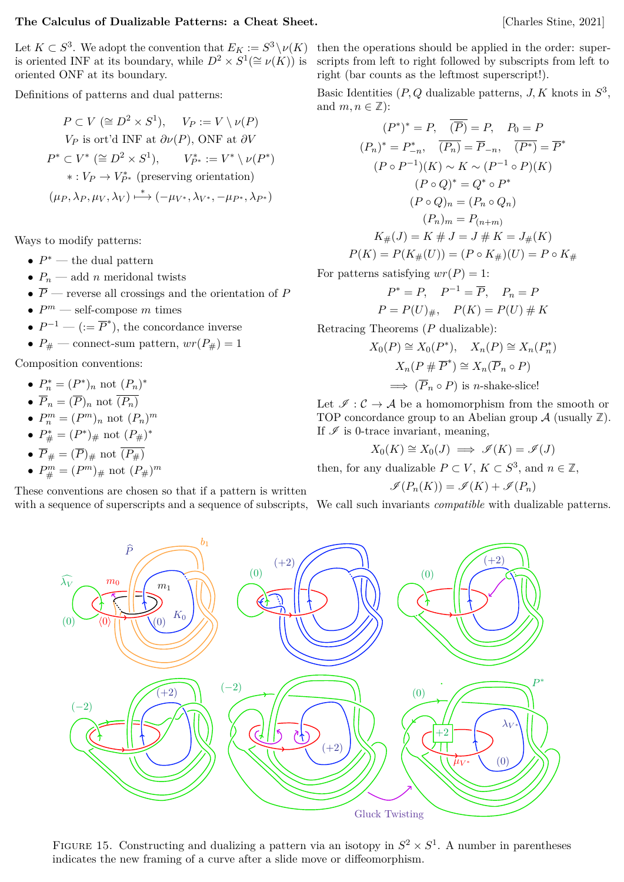**The Calculus of Dualizable Patterns: a Cheat Sheet.** [Charles Stine, 2021]

Let $K \subset S^3$. We adopt the convention that $E_K := S^3 \setminus \nu(K)$ is oriented INF at its boundary, while $D^2 \times S^1 (\cong \nu(K))$ is oriented ONF at its boundary.

Definitions of patterns and dual patterns:

$$P \subset V \ (\cong D^2 \times S^1), \qquad V_P := V \setminus \nu(P)$$
$$V_P \text{ is ort'd INF at } \partial\nu(P), \text{ ONF at } \partial V$$
$$P^* \subset V^* \ (\cong D^2 \times S^1), \qquad V^*_{P^*} := V^* \setminus \nu(P^*)$$
$$* : V_P \to V^*_{P^*} \text{ (preserving orientation)}$$
$$(\mu_P, \lambda_P, \mu_V, \lambda_V) \overset{*}{\longmapsto} (-\mu_{V^*}, \lambda_{V^*}, -\mu_{P^*}, \lambda_{P^*})$$

Ways to modify patterns:

- $P^*$ — the dual pattern
- $P_n$ — add $n$ meridonal twists
- $\overline{P}$ — reverse all crossings and the orientation of $P$
- $P^m$ — self-compose $m$ times
- $P^{-1}$ — ($:= \overline{P}^*$), the concordance inverse
- $P_\#$ — connect-sum pattern, $wr(P_\#) = 1$

Composition conventions:

- $P^*_n = (P^*)_n$ not $(P_n)^*$
- $\overline{P}_n = (\overline{P})_n$ not $\overline{(P_n)}$
- $P^m_n = (P^m)_n$ not $(P_n)^m$
- $P^*_\# = (P^*)_\#$ not $(P_\#)^*$
- $\overline{P}_\# = (\overline{P})_\#$ not $\overline{(P_\#)}$
- $P^m_\# = (P^m)_\#$ not $(P_\#)^m$

These conventions are chosen so that if a pattern is written with a sequence of superscripts and a sequence of subscripts, then the operations should be applied in the order: superscripts from left to right followed by subscripts from left to right (bar counts as the leftmost superscript!).

Basic Identities ($P, Q$ dualizable patterns, $J, K$ knots in $S^3$, and $m, n \in \mathbb{Z}$):

$$(P^*)^* = P, \quad \overline{(\overline{P})} = P, \quad P_0 = P$$
$$(P_n)^* = P^*_{-n}, \quad \overline{(P_n)} = \overline{P}_{-n}, \quad \overline{(P^*)} = \overline{P}^*$$
$$(P \circ P^{-1})(K) \sim K \sim (P^{-1} \circ P)(K)$$
$$(P \circ Q)^* = Q^* \circ P^*$$
$$(P \circ Q)_n = (P_n \circ Q_n)$$
$$(P_n)_m = P_{(n+m)}$$
$$K_\#(J) = K \# J = J \# K = J_\#(K)$$
$$P(K) = P(K_\#(U)) = (P \circ K_\#)(U) = P \circ K_\#$$

For patterns satisfying $wr(P) = 1$:

$$P^* = P, \quad P^{-1} = \overline{P}, \quad P_n = P$$
$$P = P(U)_\#, \quad P(K) = P(U) \# K$$

Retracing Theorems ($P$ dualizable):

$$X_0(P) \cong X_0(P^*), \quad X_n(P) \cong X_n(P^*_n)$$
$$X_n(P \# \overline{P}^*) \cong X_n(\overline{P}_n \circ P)$$
$$\implies (\overline{P}_n \circ P) \text{ is } n\text{-shake-slice!}$$

Let $\mathscr{I} : \mathcal{C} \to \mathcal{A}$ be a homomorphism from the smooth or TOP concordance group to an Abelian group $\mathcal{A}$ (usually $\mathbb{Z}$). If $\mathscr{I}$ is 0-trace invariant, meaning,

$$X_0(K) \cong X_0(J) \implies \mathscr{I}(K) = \mathscr{I}(J)$$

then, for any dualizable $P \subset V$, $K \subset S^3$, and $n \in \mathbb{Z}$,

$$\mathscr{I}(P_n(K)) = \mathscr{I}(K) + \mathscr{I}(P_n)$$

We call such invariants *compatible* with dualizable patterns.

Figure 15. Constructing and dualizing a pattern via an isotopy in $S^2 \times S^1$. A number in parentheses indicates the new framing of a curve after a slide move or diffeomorphism.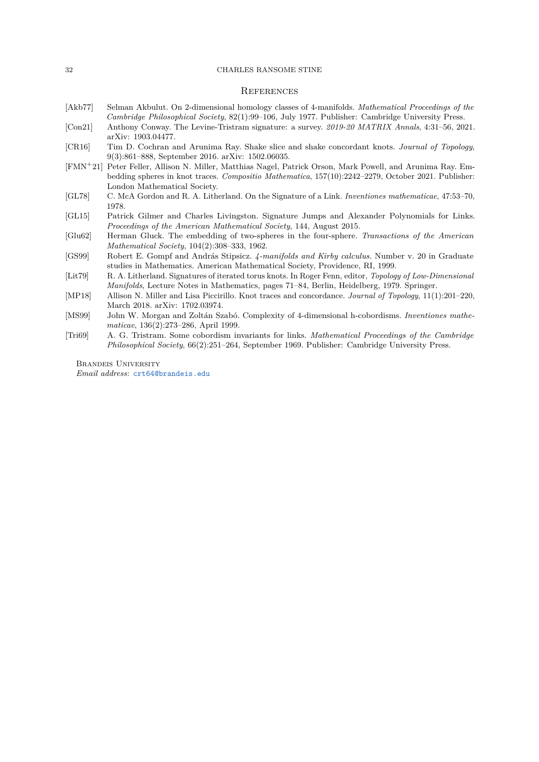## References

[Akb77] Selman Akbulut. On 2-dimensional homology classes of 4-manifolds. *Mathematical Proceedings of the Cambridge Philosophical Society*, 82(1):99–106, July 1977. Publisher: Cambridge University Press.

[Con21] Anthony Conway. The Levine-Tristram signature: a survey. *2019-20 MATRIX Annals*, 4:31–56, 2021. arXiv: 1903.04477.

[CR16] Tim D. Cochran and Arunima Ray. Shake slice and shake concordant knots. *Journal of Topology*, 9(3):861–888, September 2016. arXiv: 1502.06035.

[FMN+21] Peter Feller, Allison N. Miller, Matthias Nagel, Patrick Orson, Mark Powell, and Arunima Ray. Embedding spheres in knot traces. *Compositio Mathematica*, 157(10):2242–2279, October 2021. Publisher: London Mathematical Society.

[GL78] C. McA Gordon and R. A. Litherland. On the Signature of a Link. *Inventiones mathematicae*, 47:53–70, 1978.

[GL15] Patrick Gilmer and Charles Livingston. Signature Jumps and Alexander Polynomials for Links. *Proceedings of the American Mathematical Society*, 144, August 2015.

[Glu62] Herman Gluck. The embedding of two-spheres in the four-sphere. *Transactions of the American Mathematical Society*, 104(2):308–333, 1962.

[GS99] Robert E. Gompf and András Stipsicz. *4-manifolds and Kirby calculus*. Number v. 20 in Graduate studies in Mathematics. American Mathematical Society, Providence, RI, 1999.

[Lit79] R. A. Litherland. Signatures of iterated torus knots. In Roger Fenn, editor, *Topology of Low-Dimensional Manifolds*, Lecture Notes in Mathematics, pages 71–84, Berlin, Heidelberg, 1979. Springer.

[MP18] Allison N. Miller and Lisa Piccirillo. Knot traces and concordance. *Journal of Topology*, 11(1):201–220, March 2018. arXiv: 1702.03974.

[MS99] John W. Morgan and Zoltán Szabó. Complexity of 4-dimensional h-cobordisms. *Inventiones mathematicae*, 136(2):273–286, April 1999.

[Tri69] A. G. Tristram. Some cobordism invariants for links. *Mathematical Proceedings of the Cambridge Philosophical Society*, 66(2):251–264, September 1969. Publisher: Cambridge University Press.

Brandeis University

*Email address*: crt64@brandeis.edu